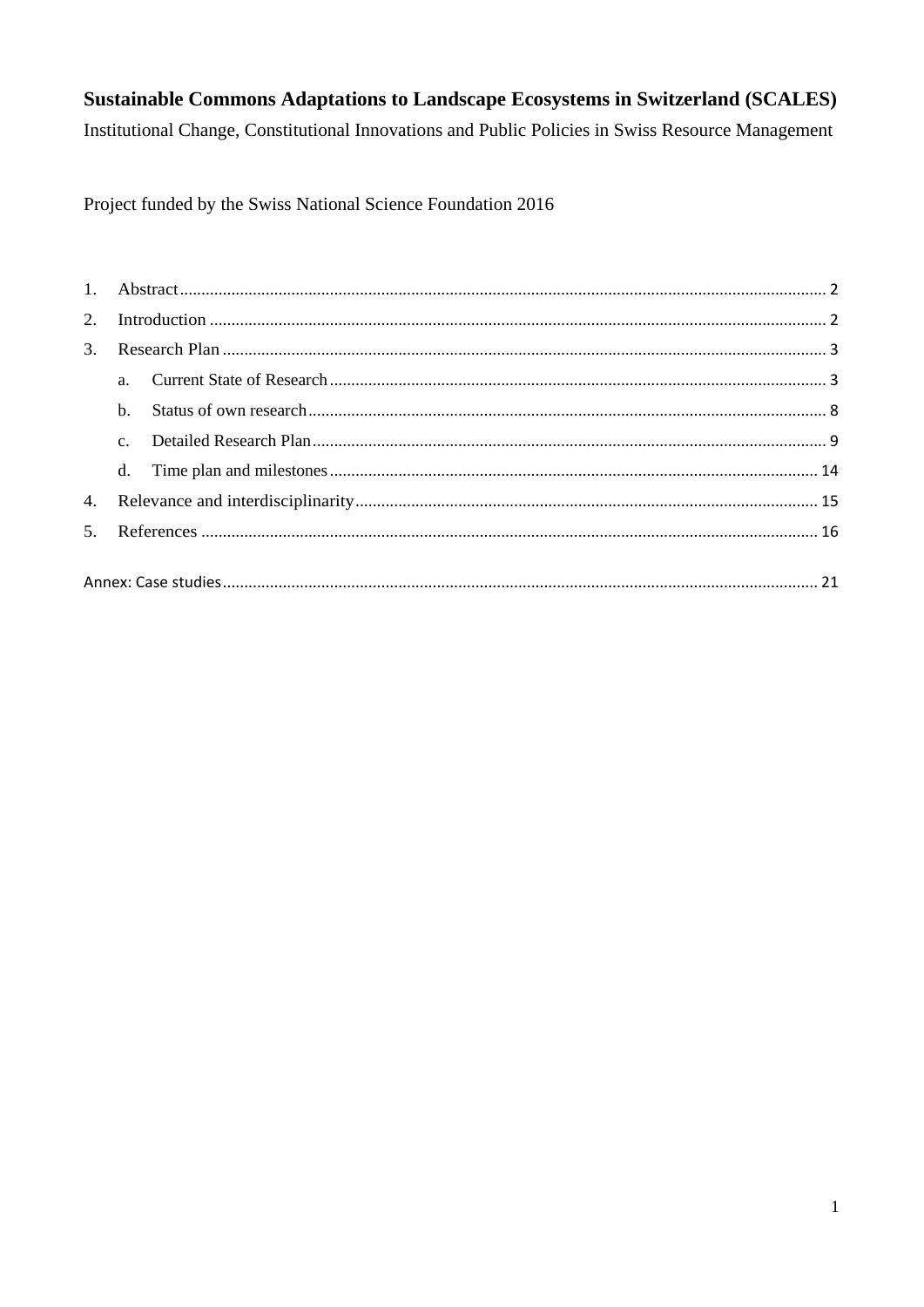# Sustainable Commons Adaptations to Landscape Ecosystems in Switzerland (SCALES)

Institutional Change, Constitutional Innovations and Public Policies in Swiss Resource Management

Project funded by the Swiss National Science Foundation 2016

1. Abstract ..... 2
2. Introduction ..... 2
3. Research Plan ..... 3
   a. Current State of Research ..... 3
   b. Status of own research ..... 8
   c. Detailed Research Plan ..... 9
   d. Time plan and milestones ..... 14
4. Relevance and interdisciplinarity ..... 15
5. References ..... 16

Annex: Case studies ..... 21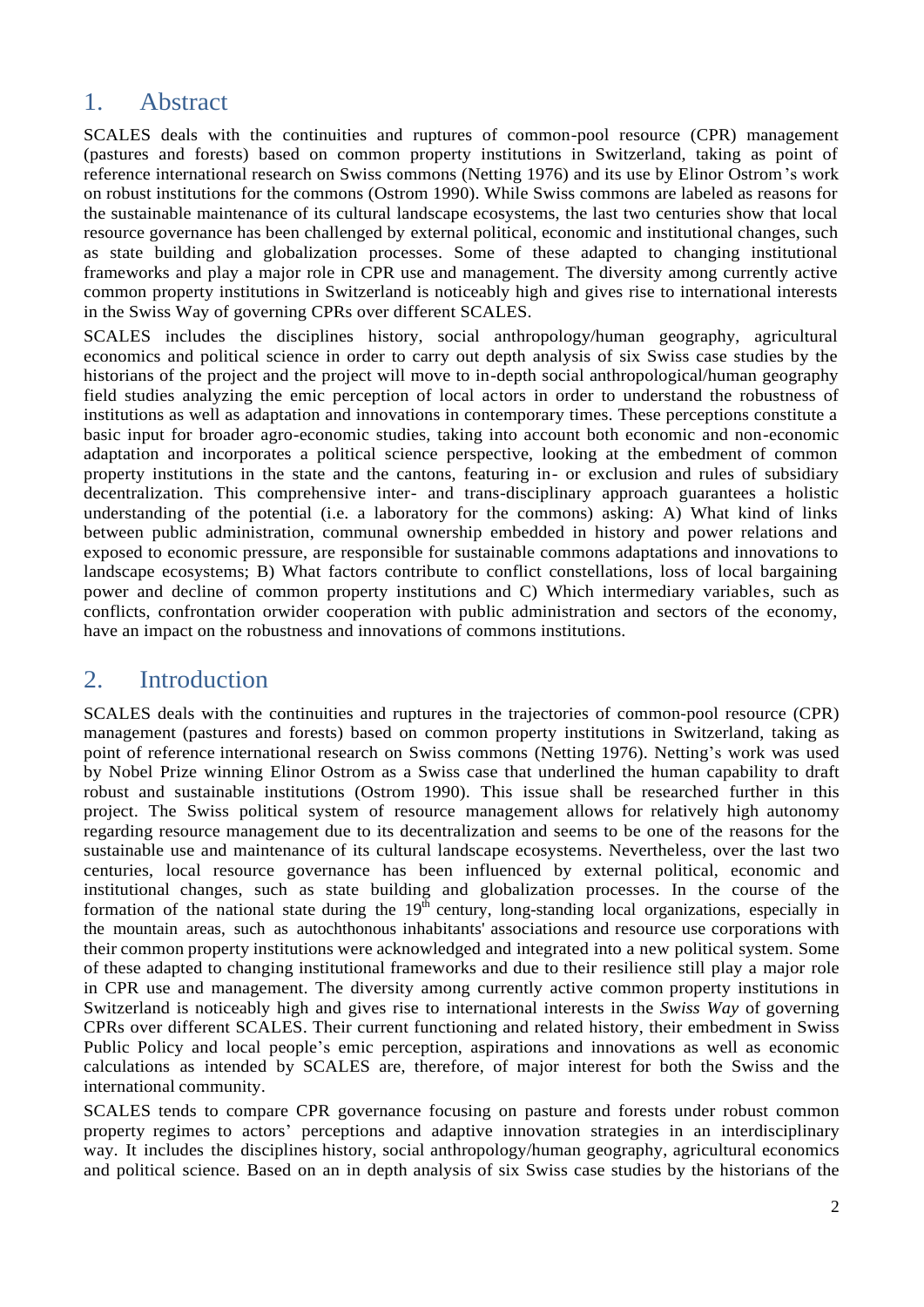## 1. Abstract

SCALES deals with the continuities and ruptures of common-pool resource (CPR) management (pastures and forests) based on common property institutions in Switzerland, taking as point of reference international research on Swiss commons (Netting 1976) and its use by Elinor Ostrom's work on robust institutions for the commons (Ostrom 1990). While Swiss commons are labeled as reasons for the sustainable maintenance of its cultural landscape ecosystems, the last two centuries show that local resource governance has been challenged by external political, economic and institutional changes, such as state building and globalization processes. Some of these adapted to changing institutional frameworks and play a major role in CPR use and management. The diversity among currently active common property institutions in Switzerland is noticeably high and gives rise to international interests in the Swiss Way of governing CPRs over different SCALES.

SCALES includes the disciplines history, social anthropology/human geography, agricultural economics and political science in order to carry out depth analysis of six Swiss case studies by the historians of the project and the project will move to in-depth social anthropological/human geography field studies analyzing the emic perception of local actors in order to understand the robustness of institutions as well as adaptation and innovations in contemporary times. These perceptions constitute a basic input for broader agro-economic studies, taking into account both economic and non-economic adaptation and incorporates a political science perspective, looking at the embedment of common property institutions in the state and the cantons, featuring in- or exclusion and rules of subsidiary decentralization. This comprehensive inter- and trans-disciplinary approach guarantees a holistic understanding of the potential (i.e. a laboratory for the commons) asking: A) What kind of links between public administration, communal ownership embedded in history and power relations and exposed to economic pressure, are responsible for sustainable commons adaptations and innovations to landscape ecosystems; B) What factors contribute to conflict constellations, loss of local bargaining power and decline of common property institutions and C) Which intermediary variables, such as conflicts, confrontation orwider cooperation with public administration and sectors of the economy, have an impact on the robustness and innovations of commons institutions.

## 2. Introduction

SCALES deals with the continuities and ruptures in the trajectories of common-pool resource (CPR) management (pastures and forests) based on common property institutions in Switzerland, taking as point of reference international research on Swiss commons (Netting 1976). Netting's work was used by Nobel Prize winning Elinor Ostrom as a Swiss case that underlined the human capability to draft robust and sustainable institutions (Ostrom 1990). This issue shall be researched further in this project. The Swiss political system of resource management allows for relatively high autonomy regarding resource management due to its decentralization and seems to be one of the reasons for the sustainable use and maintenance of its cultural landscape ecosystems. Nevertheless, over the last two centuries, local resource governance has been influenced by external political, economic and institutional changes, such as state building and globalization processes. In the course of the formation of the national state during the 19th century, long-standing local organizations, especially in the mountain areas, such as autochthonous inhabitants' associations and resource use corporations with their common property institutions were acknowledged and integrated into a new political system. Some of these adapted to changing institutional frameworks and due to their resilience still play a major role in CPR use and management. The diversity among currently active common property institutions in Switzerland is noticeably high and gives rise to international interests in the *Swiss Way* of governing CPRs over different SCALES. Their current functioning and related history, their embedment in Swiss Public Policy and local people's emic perception, aspirations and innovations as well as economic calculations as intended by SCALES are, therefore, of major interest for both the Swiss and the international community.

SCALES tends to compare CPR governance focusing on pasture and forests under robust common property regimes to actors' perceptions and adaptive innovation strategies in an interdisciplinary way. It includes the disciplines history, social anthropology/human geography, agricultural economics and political science. Based on an in depth analysis of six Swiss case studies by the historians of the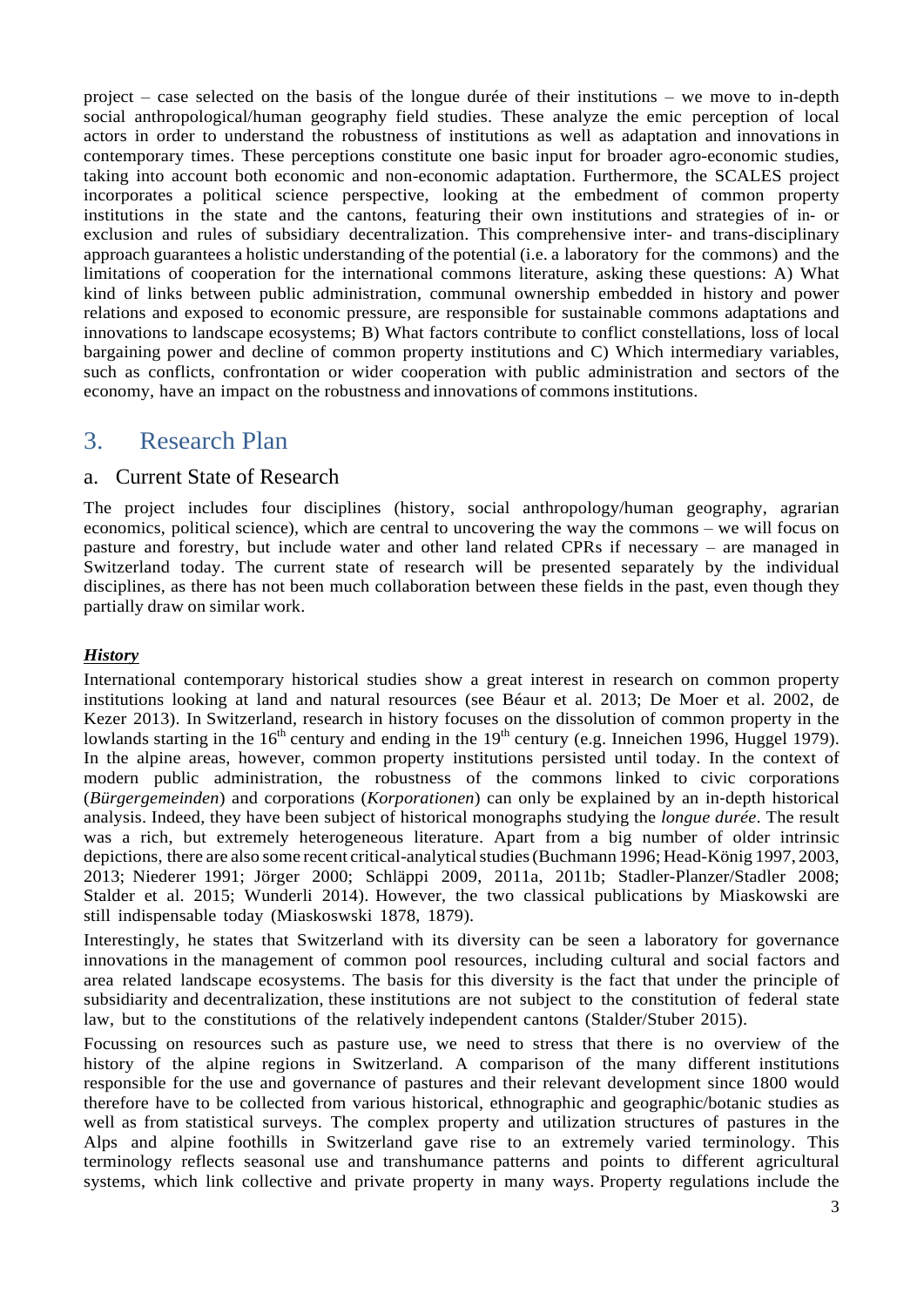project – case selected on the basis of the longue durée of their institutions – we move to in-depth social anthropological/human geography field studies. These analyze the emic perception of local actors in order to understand the robustness of institutions as well as adaptation and innovations in contemporary times. These perceptions constitute one basic input for broader agro-economic studies, taking into account both economic and non-economic adaptation. Furthermore, the SCALES project incorporates a political science perspective, looking at the embedment of common property institutions in the state and the cantons, featuring their own institutions and strategies of in- or exclusion and rules of subsidiary decentralization. This comprehensive inter- and trans-disciplinary approach guarantees a holistic understanding of the potential (i.e. a laboratory for the commons) and the limitations of cooperation for the international commons literature, asking these questions: A) What kind of links between public administration, communal ownership embedded in history and power relations and exposed to economic pressure, are responsible for sustainable commons adaptations and innovations to landscape ecosystems; B) What factors contribute to conflict constellations, loss of local bargaining power and decline of common property institutions and C) Which intermediary variables, such as conflicts, confrontation or wider cooperation with public administration and sectors of the economy, have an impact on the robustness and innovations of commons institutions.

# 3. Research Plan

## a. Current State of Research

The project includes four disciplines (history, social anthropology/human geography, agrarian economics, political science), which are central to uncovering the way the commons – we will focus on pasture and forestry, but include water and other land related CPRs if necessary – are managed in Switzerland today. The current state of research will be presented separately by the individual disciplines, as there has not been much collaboration between these fields in the past, even though they partially draw on similar work.

***History***

International contemporary historical studies show a great interest in research on common property institutions looking at land and natural resources (see Béaur et al. 2013; De Moer et al. 2002, de Kezer 2013). In Switzerland, research in history focuses on the dissolution of common property in the lowlands starting in the 16th century and ending in the 19th century (e.g. Inneichen 1996, Huggel 1979). In the alpine areas, however, common property institutions persisted until today. In the context of modern public administration, the robustness of the commons linked to civic corporations (*Bürgergemeinden*) and corporations (*Korporationen*) can only be explained by an in-depth historical analysis. Indeed, they have been subject of historical monographs studying the *longue durée*. The result was a rich, but extremely heterogeneous literature. Apart from a big number of older intrinsic depictions, there are also some recent critical-analytical studies (Buchmann 1996; Head-König 1997, 2003, 2013; Niederer 1991; Jörger 2000; Schläppi 2009, 2011a, 2011b; Stadler-Planzer/Stadler 2008; Stalder et al. 2015; Wunderli 2014). However, the two classical publications by Miaskowski are still indispensable today (Miaskoswski 1878, 1879).

Interestingly, he states that Switzerland with its diversity can be seen a laboratory for governance innovations in the management of common pool resources, including cultural and social factors and area related landscape ecosystems. The basis for this diversity is the fact that under the principle of subsidiarity and decentralization, these institutions are not subject to the constitution of federal state law, but to the constitutions of the relatively independent cantons (Stalder/Stuber 2015).

Focussing on resources such as pasture use, we need to stress that there is no overview of the history of the alpine regions in Switzerland. A comparison of the many different institutions responsible for the use and governance of pastures and their relevant development since 1800 would therefore have to be collected from various historical, ethnographic and geographic/botanic studies as well as from statistical surveys. The complex property and utilization structures of pastures in the Alps and alpine foothills in Switzerland gave rise to an extremely varied terminology. This terminology reflects seasonal use and transhumance patterns and points to different agricultural systems, which link collective and private property in many ways. Property regulations include the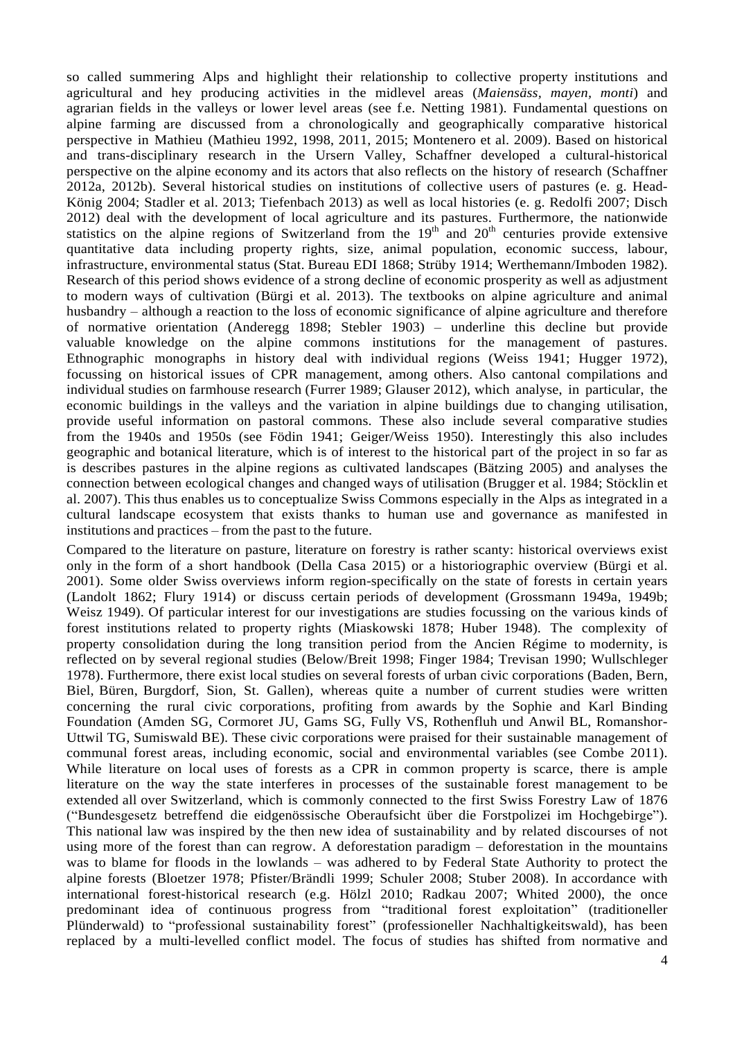so called summering Alps and highlight their relationship to collective property institutions and agricultural and hey producing activities in the midlevel areas (*Maiensäss*, *mayen*, *monti*) and agrarian fields in the valleys or lower level areas (see f.e. Netting 1981). Fundamental questions on alpine farming are discussed from a chronologically and geographically comparative historical perspective in Mathieu (Mathieu 1992, 1998, 2011, 2015; Montenero et al. 2009). Based on historical and trans-disciplinary research in the Ursern Valley, Schaffner developed a cultural-historical perspective on the alpine economy and its actors that also reflects on the history of research (Schaffner 2012a, 2012b). Several historical studies on institutions of collective users of pastures (e. g. Head-König 2004; Stadler et al. 2013; Tiefenbach 2013) as well as local histories (e. g. Redolfi 2007; Disch 2012) deal with the development of local agriculture and its pastures. Furthermore, the nationwide statistics on the alpine regions of Switzerland from the 19th and 20th centuries provide extensive quantitative data including property rights, size, animal population, economic success, labour, infrastructure, environmental status (Stat. Bureau EDI 1868; Strüby 1914; Werthemann/Imboden 1982). Research of this period shows evidence of a strong decline of economic prosperity as well as adjustment to modern ways of cultivation (Bürgi et al. 2013). The textbooks on alpine agriculture and animal husbandry – although a reaction to the loss of economic significance of alpine agriculture and therefore of normative orientation (Anderegg 1898; Stebler 1903) – underline this decline but provide valuable knowledge on the alpine commons institutions for the management of pastures. Ethnographic monographs in history deal with individual regions (Weiss 1941; Hugger 1972), focussing on historical issues of CPR management, among others. Also cantonal compilations and individual studies on farmhouse research (Furrer 1989; Glauser 2012), which analyse, in particular, the economic buildings in the valleys and the variation in alpine buildings due to changing utilisation, provide useful information on pastoral commons. These also include several comparative studies from the 1940s and 1950s (see Födin 1941; Geiger/Weiss 1950). Interestingly this also includes geographic and botanical literature, which is of interest to the historical part of the project in so far as is describes pastures in the alpine regions as cultivated landscapes (Bätzing 2005) and analyses the connection between ecological changes and changed ways of utilisation (Brugger et al. 1984; Stöcklin et al. 2007). This thus enables us to conceptualize Swiss Commons especially in the Alps as integrated in a cultural landscape ecosystem that exists thanks to human use and governance as manifested in institutions and practices – from the past to the future.

Compared to the literature on pasture, literature on forestry is rather scanty: historical overviews exist only in the form of a short handbook (Della Casa 2015) or a historiographic overview (Bürgi et al. 2001). Some older Swiss overviews inform region-specifically on the state of forests in certain years (Landolt 1862; Flury 1914) or discuss certain periods of development (Grossmann 1949a, 1949b; Weisz 1949). Of particular interest for our investigations are studies focussing on the various kinds of forest institutions related to property rights (Miaskowski 1878; Huber 1948). The complexity of property consolidation during the long transition period from the Ancien Régime to modernity, is reflected on by several regional studies (Below/Breit 1998; Finger 1984; Trevisan 1990; Wullschleger 1978). Furthermore, there exist local studies on several forests of urban civic corporations (Baden, Bern, Biel, Büren, Burgdorf, Sion, St. Gallen), whereas quite a number of current studies were written concerning the rural civic corporations, profiting from awards by the Sophie and Karl Binding Foundation (Amden SG, Cormoret JU, Gams SG, Fully VS, Rothenfluh und Anwil BL, Romanshor-Uttwil TG, Sumiswald BE). These civic corporations were praised for their sustainable management of communal forest areas, including economic, social and environmental variables (see Combe 2011). While literature on local uses of forests as a CPR in common property is scarce, there is ample literature on the way the state interferes in processes of the sustainable forest management to be extended all over Switzerland, which is commonly connected to the first Swiss Forestry Law of 1876 ("Bundesgesetz betreffend die eidgenössische Oberaufsicht über die Forstpolizei im Hochgebirge"). This national law was inspired by the then new idea of sustainability and by related discourses of not using more of the forest than can regrow. A deforestation paradigm – deforestation in the mountains was to blame for floods in the lowlands – was adhered to by Federal State Authority to protect the alpine forests (Bloetzer 1978; Pfister/Brändli 1999; Schuler 2008; Stuber 2008). In accordance with international forest-historical research (e.g. Hölzl 2010; Radkau 2007; Whited 2000), the once predominant idea of continuous progress from "traditional forest exploitation" (traditioneller Plünderwald) to "professional sustainability forest" (professioneller Nachhaltigkeitswald), has been replaced by a multi-levelled conflict model. The focus of studies has shifted from normative and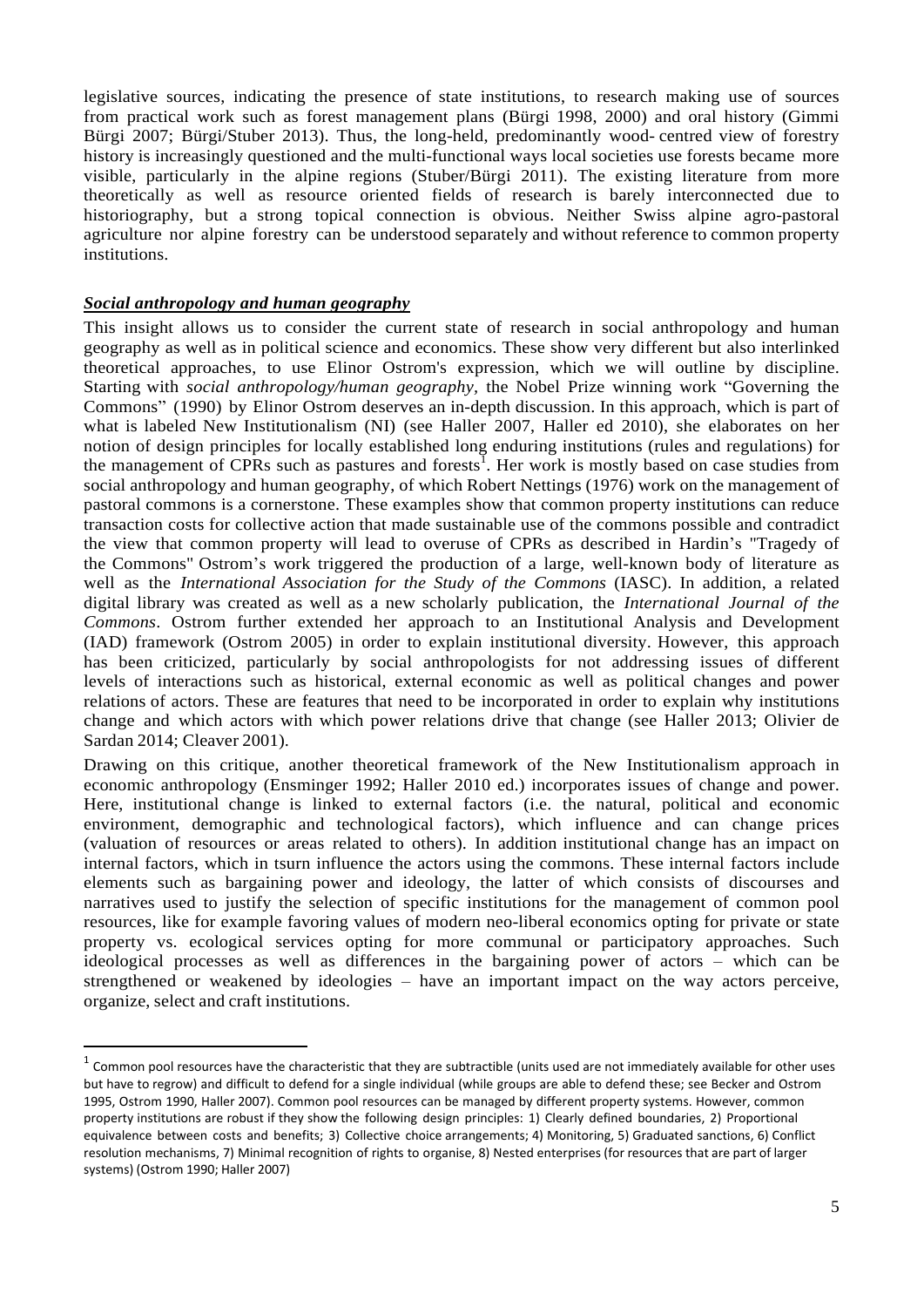legislative sources, indicating the presence of state institutions, to research making use of sources from practical work such as forest management plans (Bürgi 1998, 2000) and oral history (Gimmi Bürgi 2007; Bürgi/Stuber 2013). Thus, the long-held, predominantly wood- centred view of forestry history is increasingly questioned and the multi-functional ways local societies use forests became more visible, particularly in the alpine regions (Stuber/Bürgi 2011). The existing literature from more theoretically as well as resource oriented fields of research is barely interconnected due to historiography, but a strong topical connection is obvious. Neither Swiss alpine agro-pastoral agriculture nor alpine forestry can be understood separately and without reference to common property institutions.

### ***Social anthropology and human geography***

This insight allows us to consider the current state of research in social anthropology and human geography as well as in political science and economics. These show very different but also interlinked theoretical approaches, to use Elinor Ostrom's expression, which we will outline by discipline. Starting with *social anthropology/human geography*, the Nobel Prize winning work "Governing the Commons" (1990) by Elinor Ostrom deserves an in-depth discussion. In this approach, which is part of what is labeled New Institutionalism (NI) (see Haller 2007, Haller ed 2010), she elaborates on her notion of design principles for locally established long enduring institutions (rules and regulations) for the management of CPRs such as pastures and forests[1]. Her work is mostly based on case studies from social anthropology and human geography, of which Robert Nettings (1976) work on the management of pastoral commons is a cornerstone. These examples show that common property institutions can reduce transaction costs for collective action that made sustainable use of the commons possible and contradict the view that common property will lead to overuse of CPRs as described in Hardin's "Tragedy of the Commons" Ostrom's work triggered the production of a large, well-known body of literature as well as the *International Association for the Study of the Commons* (IASC). In addition, a related digital library was created as well as a new scholarly publication, the *International Journal of the Commons*. Ostrom further extended her approach to an Institutional Analysis and Development (IAD) framework (Ostrom 2005) in order to explain institutional diversity. However, this approach has been criticized, particularly by social anthropologists for not addressing issues of different levels of interactions such as historical, external economic as well as political changes and power relations of actors. These are features that need to be incorporated in order to explain why institutions change and which actors with which power relations drive that change (see Haller 2013; Olivier de Sardan 2014; Cleaver 2001).

Drawing on this critique, another theoretical framework of the New Institutionalism approach in economic anthropology (Ensminger 1992; Haller 2010 ed.) incorporates issues of change and power. Here, institutional change is linked to external factors (i.e. the natural, political and economic environment, demographic and technological factors), which influence and can change prices (valuation of resources or areas related to others). In addition institutional change has an impact on internal factors, which in tsurn influence the actors using the commons. These internal factors include elements such as bargaining power and ideology, the latter of which consists of discourses and narratives used to justify the selection of specific institutions for the management of common pool resources, like for example favoring values of modern neo-liberal economics opting for private or state property vs. ecological services opting for more communal or participatory approaches. Such ideological processes as well as differences in the bargaining power of actors – which can be strengthened or weakened by ideologies – have an important impact on the way actors perceive, organize, select and craft institutions.

[1] Common pool resources have the characteristic that they are subtractible (units used are not immediately available for other uses but have to regrow) and difficult to defend for a single individual (while groups are able to defend these; see Becker and Ostrom 1995, Ostrom 1990, Haller 2007). Common pool resources can be managed by different property systems. However, common property institutions are robust if they show the following design principles: 1) Clearly defined boundaries, 2) Proportional equivalence between costs and benefits; 3) Collective choice arrangements; 4) Monitoring, 5) Graduated sanctions, 6) Conflict resolution mechanisms, 7) Minimal recognition of rights to organise, 8) Nested enterprises (for resources that are part of larger systems) (Ostrom 1990; Haller 2007)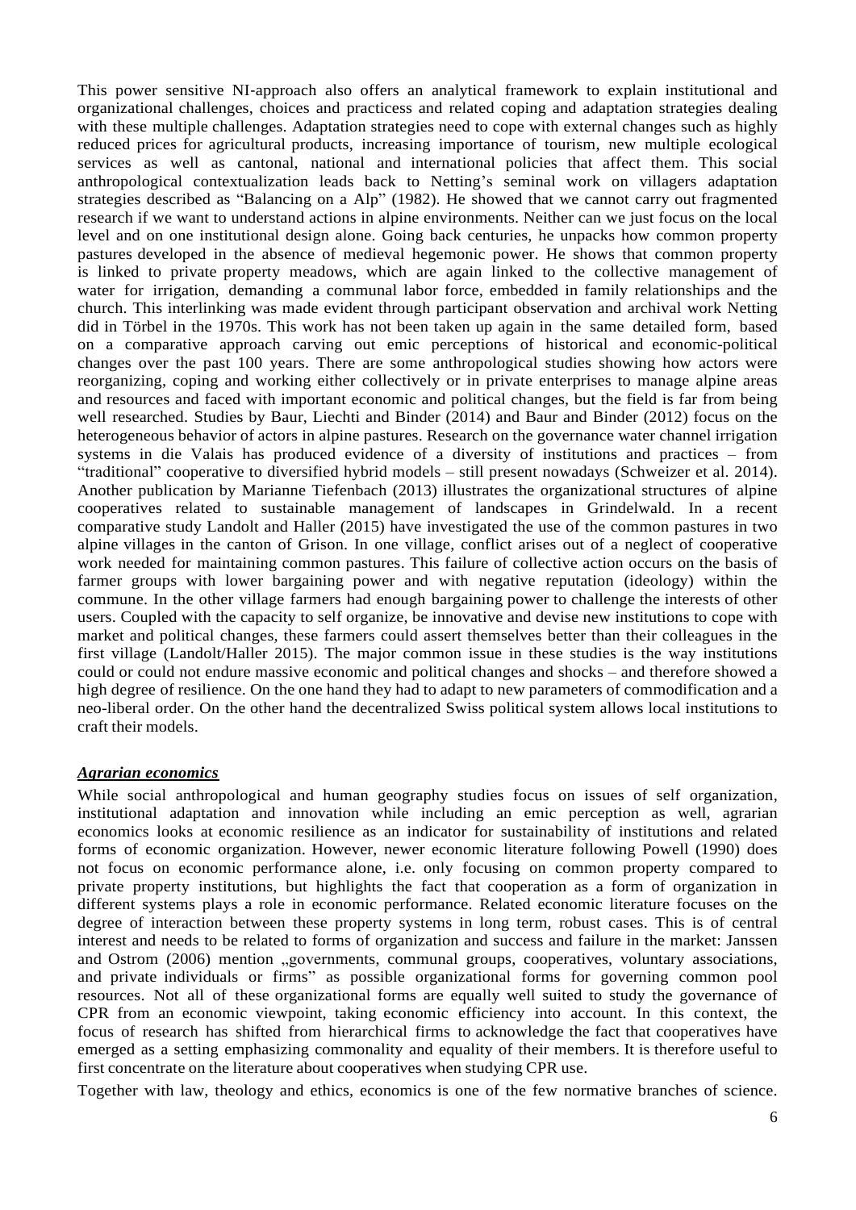This power sensitive NI-approach also offers an analytical framework to explain institutional and organizational challenges, choices and practicess and related coping and adaptation strategies dealing with these multiple challenges. Adaptation strategies need to cope with external changes such as highly reduced prices for agricultural products, increasing importance of tourism, new multiple ecological services as well as cantonal, national and international policies that affect them. This social anthropological contextualization leads back to Netting's seminal work on villagers adaptation strategies described as "Balancing on a Alp" (1982). He showed that we cannot carry out fragmented research if we want to understand actions in alpine environments. Neither can we just focus on the local level and on one institutional design alone. Going back centuries, he unpacks how common property pastures developed in the absence of medieval hegemonic power. He shows that common property is linked to private property meadows, which are again linked to the collective management of water for irrigation, demanding a communal labor force, embedded in family relationships and the church. This interlinking was made evident through participant observation and archival work Netting did in Törbel in the 1970s. This work has not been taken up again in the same detailed form, based on a comparative approach carving out emic perceptions of historical and economic-political changes over the past 100 years. There are some anthropological studies showing how actors were reorganizing, coping and working either collectively or in private enterprises to manage alpine areas and resources and faced with important economic and political changes, but the field is far from being well researched. Studies by Baur, Liechti and Binder (2014) and Baur and Binder (2012) focus on the heterogeneous behavior of actors in alpine pastures. Research on the governance water channel irrigation systems in die Valais has produced evidence of a diversity of institutions and practices – from "traditional" cooperative to diversified hybrid models – still present nowadays (Schweizer et al. 2014). Another publication by Marianne Tiefenbach (2013) illustrates the organizational structures of alpine cooperatives related to sustainable management of landscapes in Grindelwald. In a recent comparative study Landolt and Haller (2015) have investigated the use of the common pastures in two alpine villages in the canton of Grison. In one village, conflict arises out of a neglect of cooperative work needed for maintaining common pastures. This failure of collective action occurs on the basis of farmer groups with lower bargaining power and with negative reputation (ideology) within the commune. In the other village farmers had enough bargaining power to challenge the interests of other users. Coupled with the capacity to self organize, be innovative and devise new institutions to cope with market and political changes, these farmers could assert themselves better than their colleagues in the first village (Landolt/Haller 2015). The major common issue in these studies is the way institutions could or could not endure massive economic and political changes and shocks – and therefore showed a high degree of resilience. On the one hand they had to adapt to new parameters of commodification and a neo-liberal order. On the other hand the decentralized Swiss political system allows local institutions to craft their models.

***Agrarian economics***

While social anthropological and human geography studies focus on issues of self organization, institutional adaptation and innovation while including an emic perception as well, agrarian economics looks at economic resilience as an indicator for sustainability of institutions and related forms of economic organization. However, newer economic literature following Powell (1990) does not focus on economic performance alone, i.e. only focusing on common property compared to private property institutions, but highlights the fact that cooperation as a form of organization in different systems plays a role in economic performance. Related economic literature focuses on the degree of interaction between these property systems in long term, robust cases. This is of central interest and needs to be related to forms of organization and success and failure in the market: Janssen and Ostrom (2006) mention „governments, communal groups, cooperatives, voluntary associations, and private individuals or firms" as possible organizational forms for governing common pool resources. Not all of these organizational forms are equally well suited to study the governance of CPR from an economic viewpoint, taking economic efficiency into account. In this context, the focus of research has shifted from hierarchical firms to acknowledge the fact that cooperatives have emerged as a setting emphasizing commonality and equality of their members. It is therefore useful to first concentrate on the literature about cooperatives when studying CPR use.

Together with law, theology and ethics, economics is one of the few normative branches of science.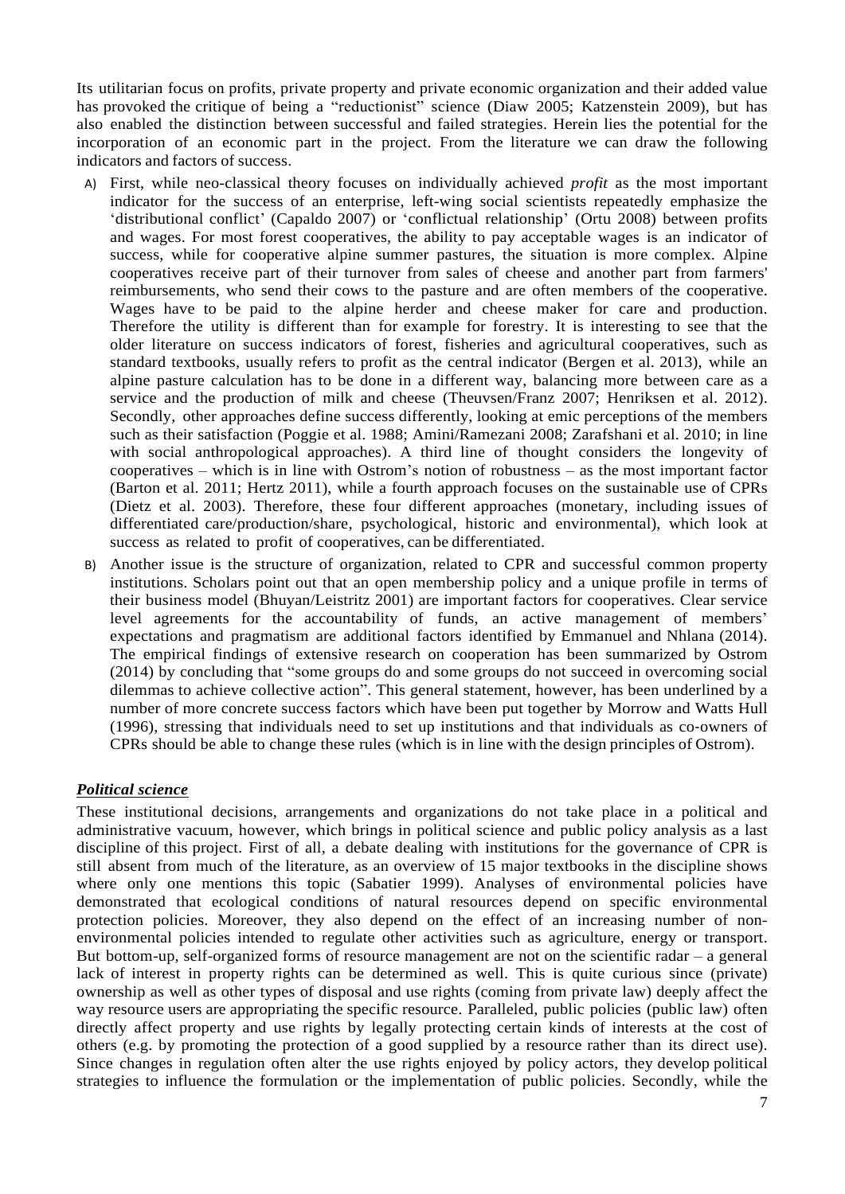Its utilitarian focus on profits, private property and private economic organization and their added value has provoked the critique of being a "reductionist" science (Diaw 2005; Katzenstein 2009), but has also enabled the distinction between successful and failed strategies. Herein lies the potential for the incorporation of an economic part in the project. From the literature we can draw the following indicators and factors of success.

A) First, while neo-classical theory focuses on individually achieved *profit* as the most important indicator for the success of an enterprise, left-wing social scientists repeatedly emphasize the 'distributional conflict' (Capaldo 2007) or 'conflictual relationship' (Ortu 2008) between profits and wages. For most forest cooperatives, the ability to pay acceptable wages is an indicator of success, while for cooperative alpine summer pastures, the situation is more complex. Alpine cooperatives receive part of their turnover from sales of cheese and another part from farmers' reimbursements, who send their cows to the pasture and are often members of the cooperative. Wages have to be paid to the alpine herder and cheese maker for care and production. Therefore the utility is different than for example for forestry. It is interesting to see that the older literature on success indicators of forest, fisheries and agricultural cooperatives, such as standard textbooks, usually refers to profit as the central indicator (Bergen et al. 2013), while an alpine pasture calculation has to be done in a different way, balancing more between care as a service and the production of milk and cheese (Theuvsen/Franz 2007; Henriksen et al. 2012). Secondly, other approaches define success differently, looking at emic perceptions of the members such as their satisfaction (Poggie et al. 1988; Amini/Ramezani 2008; Zarafshani et al. 2010; in line with social anthropological approaches). A third line of thought considers the longevity of cooperatives – which is in line with Ostrom's notion of robustness – as the most important factor (Barton et al. 2011; Hertz 2011), while a fourth approach focuses on the sustainable use of CPRs (Dietz et al. 2003). Therefore, these four different approaches (monetary, including issues of differentiated care/production/share, psychological, historic and environmental), which look at success as related to profit of cooperatives, can be differentiated.

B) Another issue is the structure of organization, related to CPR and successful common property institutions. Scholars point out that an open membership policy and a unique profile in terms of their business model (Bhuyan/Leistritz 2001) are important factors for cooperatives. Clear service level agreements for the accountability of funds, an active management of members' expectations and pragmatism are additional factors identified by Emmanuel and Nhlana (2014). The empirical findings of extensive research on cooperation has been summarized by Ostrom (2014) by concluding that "some groups do and some groups do not succeed in overcoming social dilemmas to achieve collective action". This general statement, however, has been underlined by a number of more concrete success factors which have been put together by Morrow and Watts Hull (1996), stressing that individuals need to set up institutions and that individuals as co-owners of CPRs should be able to change these rules (which is in line with the design principles of Ostrom).

### ***Political science***

These institutional decisions, arrangements and organizations do not take place in a political and administrative vacuum, however, which brings in political science and public policy analysis as a last discipline of this project. First of all, a debate dealing with institutions for the governance of CPR is still absent from much of the literature, as an overview of 15 major textbooks in the discipline shows where only one mentions this topic (Sabatier 1999). Analyses of environmental policies have demonstrated that ecological conditions of natural resources depend on specific environmental protection policies. Moreover, they also depend on the effect of an increasing number of non-environmental policies intended to regulate other activities such as agriculture, energy or transport. But bottom-up, self-organized forms of resource management are not on the scientific radar – a general lack of interest in property rights can be determined as well. This is quite curious since (private) ownership as well as other types of disposal and use rights (coming from private law) deeply affect the way resource users are appropriating the specific resource. Paralleled, public policies (public law) often directly affect property and use rights by legally protecting certain kinds of interests at the cost of others (e.g. by promoting the protection of a good supplied by a resource rather than its direct use). Since changes in regulation often alter the use rights enjoyed by policy actors, they develop political strategies to influence the formulation or the implementation of public policies. Secondly, while the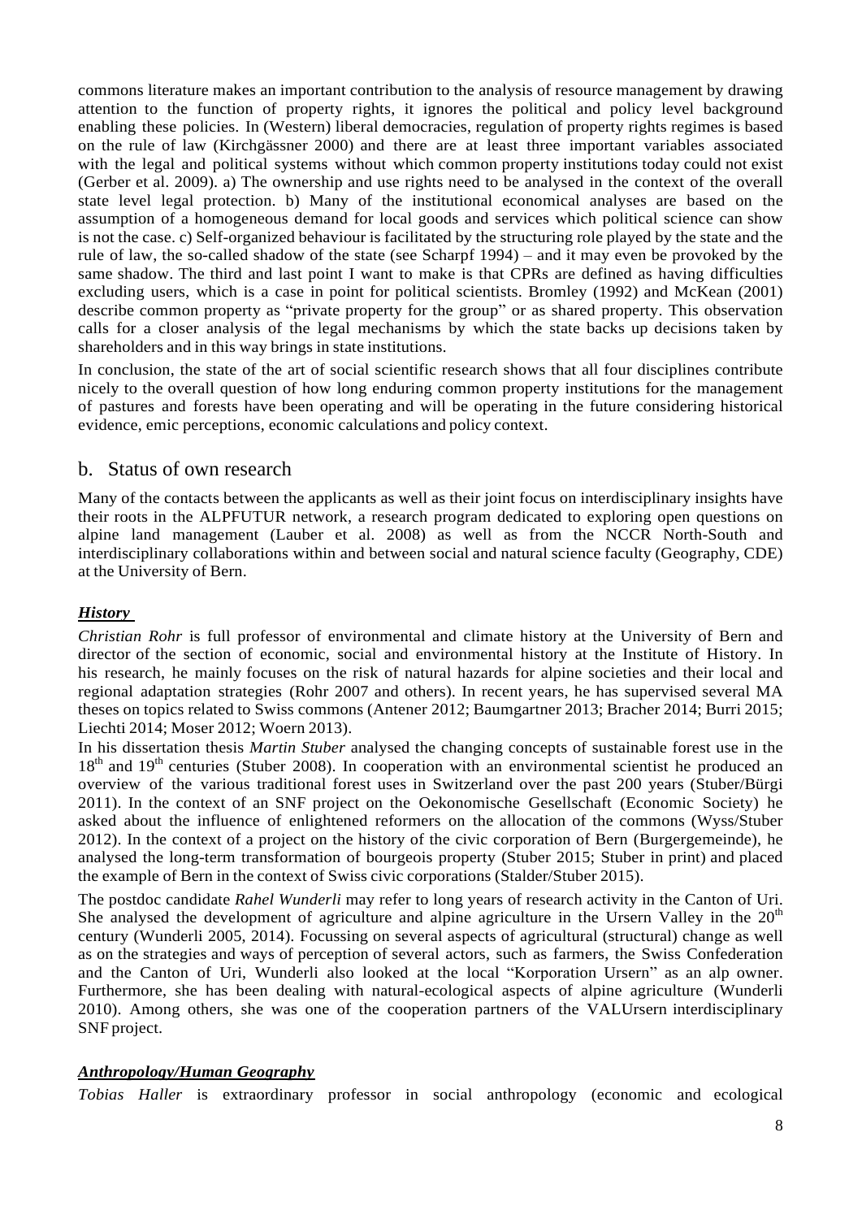commons literature makes an important contribution to the analysis of resource management by drawing attention to the function of property rights, it ignores the political and policy level background enabling these policies. In (Western) liberal democracies, regulation of property rights regimes is based on the rule of law (Kirchgässner 2000) and there are at least three important variables associated with the legal and political systems without which common property institutions today could not exist (Gerber et al. 2009). a) The ownership and use rights need to be analysed in the context of the overall state level legal protection. b) Many of the institutional economical analyses are based on the assumption of a homogeneous demand for local goods and services which political science can show is not the case. c) Self-organized behaviour is facilitated by the structuring role played by the state and the rule of law, the so-called shadow of the state (see Scharpf 1994) – and it may even be provoked by the same shadow. The third and last point I want to make is that CPRs are defined as having difficulties excluding users, which is a case in point for political scientists. Bromley (1992) and McKean (2001) describe common property as "private property for the group" or as shared property. This observation calls for a closer analysis of the legal mechanisms by which the state backs up decisions taken by shareholders and in this way brings in state institutions.

In conclusion, the state of the art of social scientific research shows that all four disciplines contribute nicely to the overall question of how long enduring common property institutions for the management of pastures and forests have been operating and will be operating in the future considering historical evidence, emic perceptions, economic calculations and policy context.

## b. Status of own research

Many of the contacts between the applicants as well as their joint focus on interdisciplinary insights have their roots in the ALPFUTUR network, a research program dedicated to exploring open questions on alpine land management (Lauber et al. 2008) as well as from the NCCR North-South and interdisciplinary collaborations within and between social and natural science faculty (Geography, CDE) at the University of Bern.

### ***History***

*Christian Rohr* is full professor of environmental and climate history at the University of Bern and director of the section of economic, social and environmental history at the Institute of History. In his research, he mainly focuses on the risk of natural hazards for alpine societies and their local and regional adaptation strategies (Rohr 2007 and others). In recent years, he has supervised several MA theses on topics related to Swiss commons (Antener 2012; Baumgartner 2013; Bracher 2014; Burri 2015; Liechti 2014; Moser 2012; Woern 2013).

In his dissertation thesis *Martin Stuber* analysed the changing concepts of sustainable forest use in the $18^{th}$ and $19^{th}$ centuries (Stuber 2008). In cooperation with an environmental scientist he produced an overview of the various traditional forest uses in Switzerland over the past 200 years (Stuber/Bürgi 2011). In the context of an SNF project on the Oekonomische Gesellschaft (Economic Society) he asked about the influence of enlightened reformers on the allocation of the commons (Wyss/Stuber 2012). In the context of a project on the history of the civic corporation of Bern (Burgergemeinde), he analysed the long-term transformation of bourgeois property (Stuber 2015; Stuber in print) and placed the example of Bern in the context of Swiss civic corporations (Stalder/Stuber 2015).

The postdoc candidate *Rahel Wunderli* may refer to long years of research activity in the Canton of Uri. She analysed the development of agriculture and alpine agriculture in the Ursern Valley in the $20^{th}$ century (Wunderli 2005, 2014). Focussing on several aspects of agricultural (structural) change as well as on the strategies and ways of perception of several actors, such as farmers, the Swiss Confederation and the Canton of Uri, Wunderli also looked at the local "Korporation Ursern" as an alp owner. Furthermore, she has been dealing with natural-ecological aspects of alpine agriculture (Wunderli 2010). Among others, she was one of the cooperation partners of the VALUrsern interdisciplinary SNF project.

### ***Anthropology/Human Geography***

*Tobias Haller* is extraordinary professor in social anthropology (economic and ecological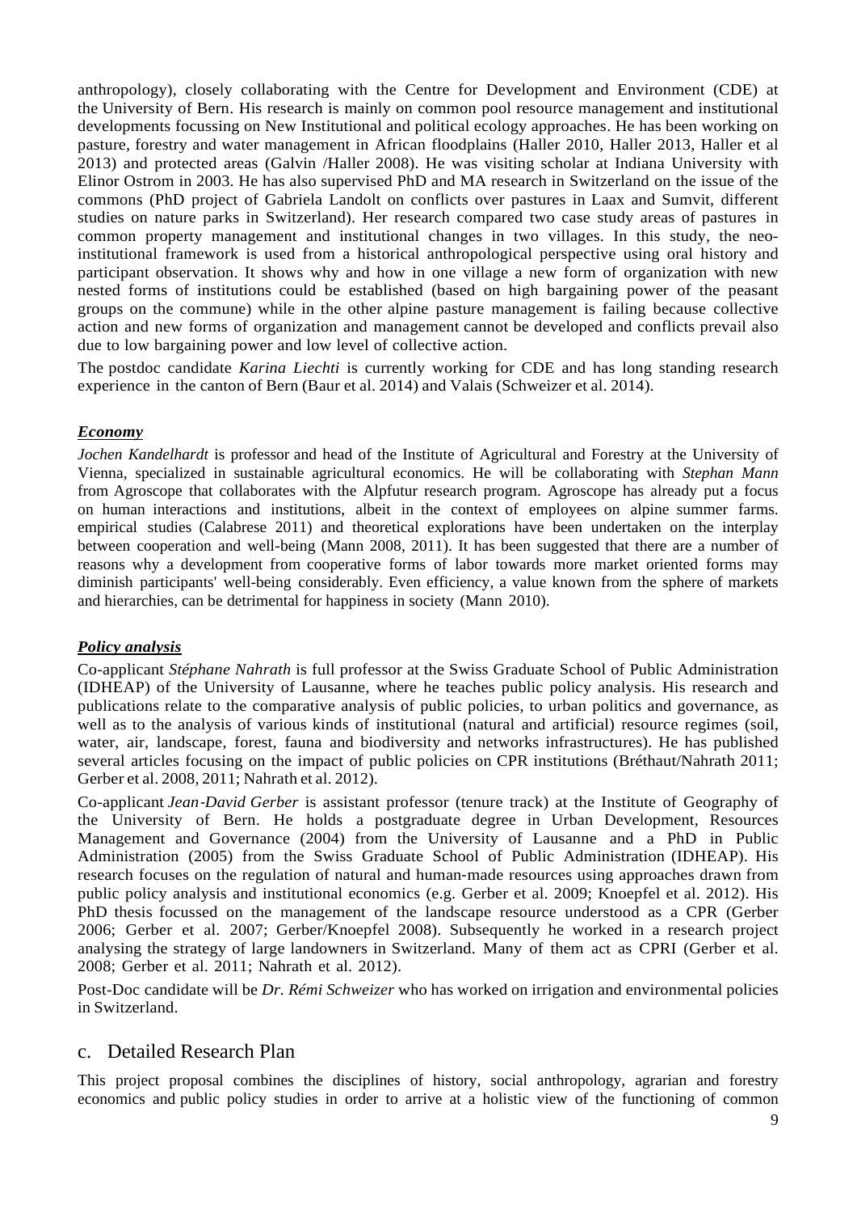anthropology), closely collaborating with the Centre for Development and Environment (CDE) at the University of Bern. His research is mainly on common pool resource management and institutional developments focussing on New Institutional and political ecology approaches. He has been working on pasture, forestry and water management in African floodplains (Haller 2010, Haller 2013, Haller et al 2013) and protected areas (Galvin /Haller 2008). He was visiting scholar at Indiana University with Elinor Ostrom in 2003. He has also supervised PhD and MA research in Switzerland on the issue of the commons (PhD project of Gabriela Landolt on conflicts over pastures in Laax and Sumvit, different studies on nature parks in Switzerland). Her research compared two case study areas of pastures in common property management and institutional changes in two villages. In this study, the neo-institutional framework is used from a historical anthropological perspective using oral history and participant observation. It shows why and how in one village a new form of organization with new nested forms of institutions could be established (based on high bargaining power of the peasant groups on the commune) while in the other alpine pasture management is failing because collective action and new forms of organization and management cannot be developed and conflicts prevail also due to low bargaining power and low level of collective action.

The postdoc candidate *Karina Liechti* is currently working for CDE and has long standing research experience in the canton of Bern (Baur et al. 2014) and Valais (Schweizer et al. 2014).

***Economy***

*Jochen Kandelhardt* is professor and head of the Institute of Agricultural and Forestry at the University of Vienna, specialized in sustainable agricultural economics. He will be collaborating with *Stephan Mann* from Agroscope that collaborates with the Alpfutur research program. Agroscope has already put a focus on human interactions and institutions, albeit in the context of employees on alpine summer farms. empirical studies (Calabrese 2011) and theoretical explorations have been undertaken on the interplay between cooperation and well-being (Mann 2008, 2011). It has been suggested that there are a number of reasons why a development from cooperative forms of labor towards more market oriented forms may diminish participants' well-being considerably. Even efficiency, a value known from the sphere of markets and hierarchies, can be detrimental for happiness in society (Mann 2010).

***Policy analysis***

Co-applicant *Stéphane Nahrath* is full professor at the Swiss Graduate School of Public Administration (IDHEAP) of the University of Lausanne, where he teaches public policy analysis. His research and publications relate to the comparative analysis of public policies, to urban politics and governance, as well as to the analysis of various kinds of institutional (natural and artificial) resource regimes (soil, water, air, landscape, forest, fauna and biodiversity and networks infrastructures). He has published several articles focusing on the impact of public policies on CPR institutions (Bréthaut/Nahrath 2011; Gerber et al. 2008, 2011; Nahrath et al. 2012).

Co-applicant *Jean-David Gerber* is assistant professor (tenure track) at the Institute of Geography of the University of Bern. He holds a postgraduate degree in Urban Development, Resources Management and Governance (2004) from the University of Lausanne and a PhD in Public Administration (2005) from the Swiss Graduate School of Public Administration (IDHEAP). His research focuses on the regulation of natural and human-made resources using approaches drawn from public policy analysis and institutional economics (e.g. Gerber et al. 2009; Knoepfel et al. 2012). His PhD thesis focussed on the management of the landscape resource understood as a CPR (Gerber 2006; Gerber et al. 2007; Gerber/Knoepfel 2008). Subsequently he worked in a research project analysing the strategy of large landowners in Switzerland. Many of them act as CPRI (Gerber et al. 2008; Gerber et al. 2011; Nahrath et al. 2012).

Post-Doc candidate will be *Dr. Rémi Schweizer* who has worked on irrigation and environmental policies in Switzerland.

## c. Detailed Research Plan

This project proposal combines the disciplines of history, social anthropology, agrarian and forestry economics and public policy studies in order to arrive at a holistic view of the functioning of common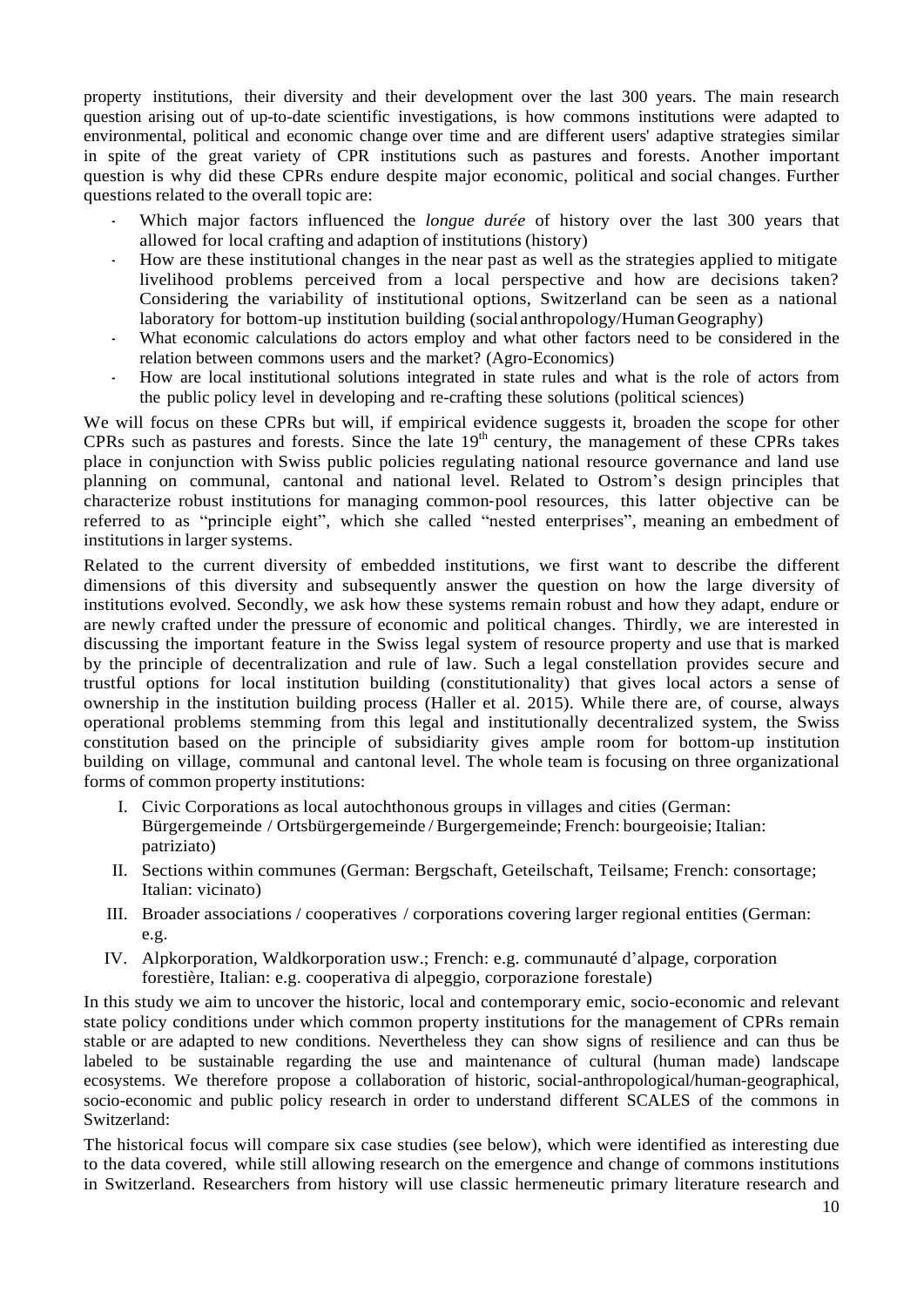property institutions, their diversity and their development over the last 300 years. The main research question arising out of up-to-date scientific investigations, is how commons institutions were adapted to environmental, political and economic change over time and are different users' adaptive strategies similar in spite of the great variety of CPR institutions such as pastures and forests. Another important question is why did these CPRs endure despite major economic, political and social changes. Further questions related to the overall topic are:

- Which major factors influenced the *longue durée* of history over the last 300 years that allowed for local crafting and adaption of institutions (history)
- How are these institutional changes in the near past as well as the strategies applied to mitigate livelihood problems perceived from a local perspective and how are decisions taken? Considering the variability of institutional options, Switzerland can be seen as a national laboratory for bottom-up institution building (social anthropology/Human Geography)
- What economic calculations do actors employ and what other factors need to be considered in the relation between commons users and the market? (Agro-Economics)
- How are local institutional solutions integrated in state rules and what is the role of actors from the public policy level in developing and re-crafting these solutions (political sciences)

We will focus on these CPRs but will, if empirical evidence suggests it, broaden the scope for other CPRs such as pastures and forests. Since the late 19th century, the management of these CPRs takes place in conjunction with Swiss public policies regulating national resource governance and land use planning on communal, cantonal and national level. Related to Ostrom's design principles that characterize robust institutions for managing common-pool resources, this latter objective can be referred to as "principle eight", which she called "nested enterprises", meaning an embedment of institutions in larger systems.

Related to the current diversity of embedded institutions, we first want to describe the different dimensions of this diversity and subsequently answer the question on how the large diversity of institutions evolved. Secondly, we ask how these systems remain robust and how they adapt, endure or are newly crafted under the pressure of economic and political changes. Thirdly, we are interested in discussing the important feature in the Swiss legal system of resource property and use that is marked by the principle of decentralization and rule of law. Such a legal constellation provides secure and trustful options for local institution building (constitutionality) that gives local actors a sense of ownership in the institution building process (Haller et al. 2015). While there are, of course, always operational problems stemming from this legal and institutionally decentralized system, the Swiss constitution based on the principle of subsidiarity gives ample room for bottom-up institution building on village, communal and cantonal level. The whole team is focusing on three organizational forms of common property institutions:

I. Civic Corporations as local autochthonous groups in villages and cities (German: Bürgergemeinde / Ortsbürgergemeinde / Burgergemeinde; French: bourgeoisie; Italian: patriziato)
II. Sections within communes (German: Bergschaft, Geteilschaft, Teilsame; French: consortage; Italian: vicinato)
III. Broader associations / cooperatives / corporations covering larger regional entities (German: e.g.
IV. Alpkorporation, Waldkorporation usw.; French: e.g. communauté d'alpage, corporation forestière, Italian: e.g. cooperativa di alpeggio, corporazione forestale)

In this study we aim to uncover the historic, local and contemporary emic, socio-economic and relevant state policy conditions under which common property institutions for the management of CPRs remain stable or are adapted to new conditions. Nevertheless they can show signs of resilience and can thus be labeled to be sustainable regarding the use and maintenance of cultural (human made) landscape ecosystems. We therefore propose a collaboration of historic, social-anthropological/human-geographical, socio-economic and public policy research in order to understand different SCALES of the commons in Switzerland:

The historical focus will compare six case studies (see below), which were identified as interesting due to the data covered, while still allowing research on the emergence and change of commons institutions in Switzerland. Researchers from history will use classic hermeneutic primary literature research and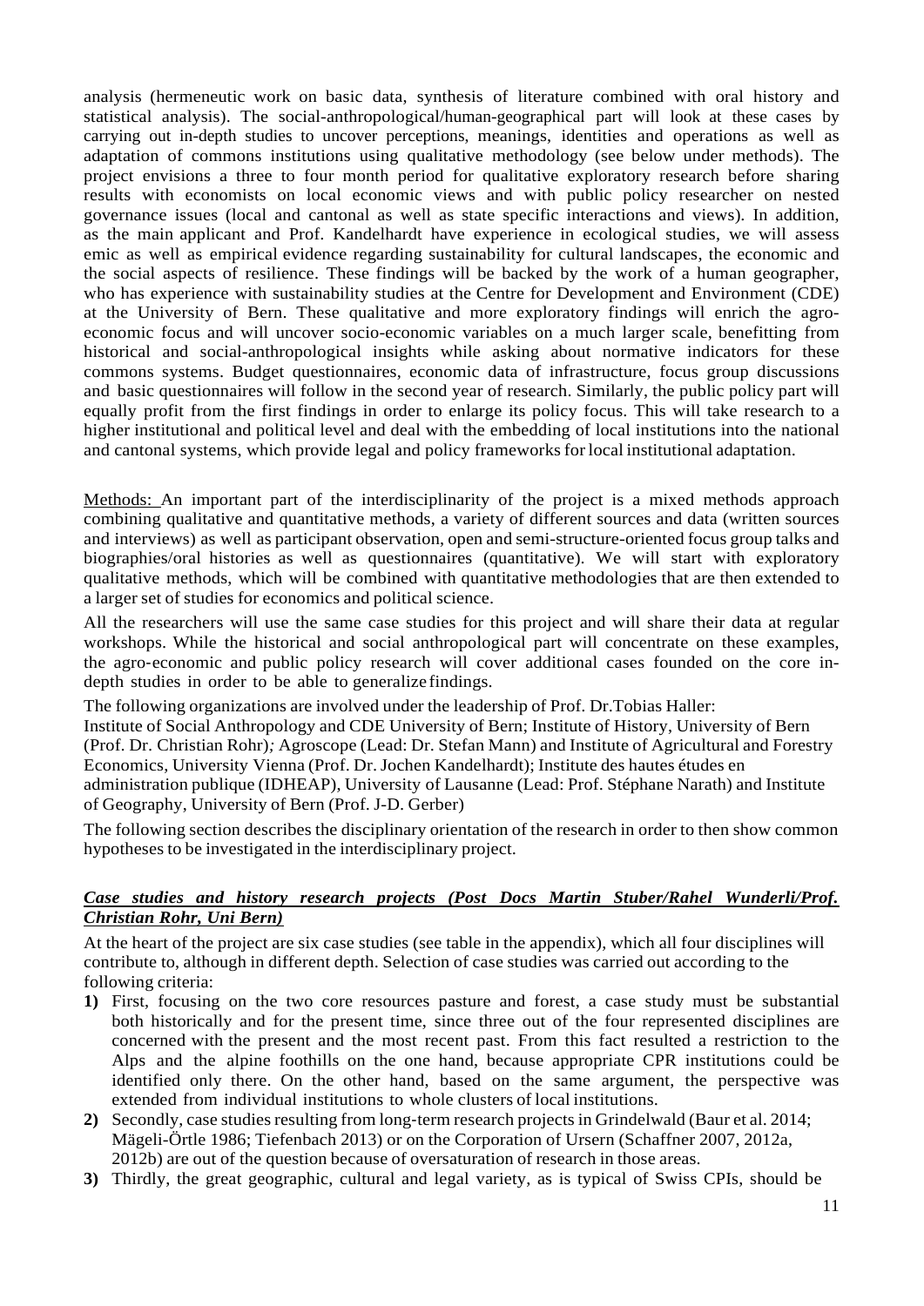analysis (hermeneutic work on basic data, synthesis of literature combined with oral history and statistical analysis). The social-anthropological/human-geographical part will look at these cases by carrying out in-depth studies to uncover perceptions, meanings, identities and operations as well as adaptation of commons institutions using qualitative methodology (see below under methods). The project envisions a three to four month period for qualitative exploratory research before sharing results with economists on local economic views and with public policy researcher on nested governance issues (local and cantonal as well as state specific interactions and views). In addition, as the main applicant and Prof. Kandelhardt have experience in ecological studies, we will assess emic as well as empirical evidence regarding sustainability for cultural landscapes, the economic and the social aspects of resilience. These findings will be backed by the work of a human geographer, who has experience with sustainability studies at the Centre for Development and Environment (CDE) at the University of Bern. These qualitative and more exploratory findings will enrich the agro-economic focus and will uncover socio-economic variables on a much larger scale, benefitting from historical and social-anthropological insights while asking about normative indicators for these commons systems. Budget questionnaires, economic data of infrastructure, focus group discussions and basic questionnaires will follow in the second year of research. Similarly, the public policy part will equally profit from the first findings in order to enlarge its policy focus. This will take research to a higher institutional and political level and deal with the embedding of local institutions into the national and cantonal systems, which provide legal and policy frameworks for local institutional adaptation.

Methods: An important part of the interdisciplinarity of the project is a mixed methods approach combining qualitative and quantitative methods, a variety of different sources and data (written sources and interviews) as well as participant observation, open and semi-structure-oriented focus group talks and biographies/oral histories as well as questionnaires (quantitative). We will start with exploratory qualitative methods, which will be combined with quantitative methodologies that are then extended to a larger set of studies for economics and political science.

All the researchers will use the same case studies for this project and will share their data at regular workshops. While the historical and social anthropological part will concentrate on these examples, the agro-economic and public policy research will cover additional cases founded on the core in-depth studies in order to be able to generalize findings.

The following organizations are involved under the leadership of Prof. Dr.Tobias Haller:
Institute of Social Anthropology and CDE University of Bern; Institute of History, University of Bern (Prof. Dr. Christian Rohr); Agroscope (Lead: Dr. Stefan Mann) and Institute of Agricultural and Forestry Economics, University Vienna (Prof. Dr. Jochen Kandelhardt); Institute des hautes études en administration publique (IDHEAP), University of Lausanne (Lead: Prof. Stéphane Narath) and Institute of Geography, University of Bern (Prof. J-D. Gerber)

The following section describes the disciplinary orientation of the research in order to then show common hypotheses to be investigated in the interdisciplinary project.

### ***Case studies and history research projects (Post Docs Martin Stuber/Rahel Wunderli/Prof. Christian Rohr, Uni Bern)***

At the heart of the project are six case studies (see table in the appendix), which all four disciplines will contribute to, although in different depth. Selection of case studies was carried out according to the following criteria:

1) First, focusing on the two core resources pasture and forest, a case study must be substantial both historically and for the present time, since three out of the four represented disciplines are concerned with the present and the most recent past. From this fact resulted a restriction to the Alps and the alpine foothills on the one hand, because appropriate CPR institutions could be identified only there. On the other hand, based on the same argument, the perspective was extended from individual institutions to whole clusters of local institutions.
2) Secondly, case studies resulting from long-term research projects in Grindelwald (Baur et al. 2014; Mägeli-Örtle 1986; Tiefenbach 2013) or on the Corporation of Ursern (Schaffner 2007, 2012a, 2012b) are out of the question because of oversaturation of research in those areas.
3) Thirdly, the great geographic, cultural and legal variety, as is typical of Swiss CPIs, should be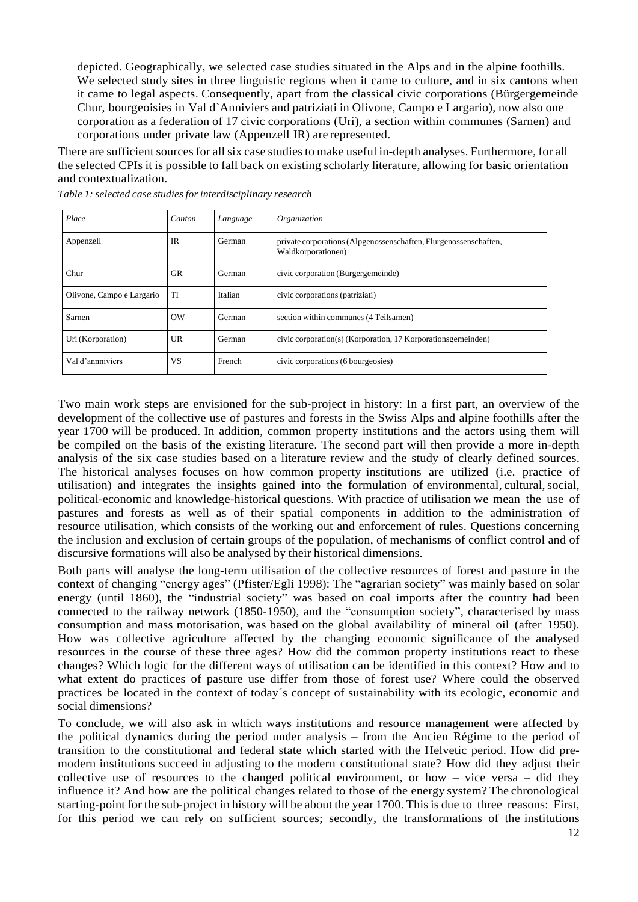depicted. Geographically, we selected case studies situated in the Alps and in the alpine foothills. We selected study sites in three linguistic regions when it came to culture, and in six cantons when it came to legal aspects. Consequently, apart from the classical civic corporations (Bürgergemeinde Chur, bourgeoisies in Val d`Anniviers and patriziati in Olivone, Campo e Largario), now also one corporation as a federation of 17 civic corporations (Uri), a section within communes (Sarnen) and corporations under private law (Appenzell IR) are represented.

There are sufficient sources for all six case studies to make useful in-depth analyses. Furthermore, for all the selected CPIs it is possible to fall back on existing scholarly literature, allowing for basic orientation and contextualization.

*Table 1: selected case studies for interdisciplinary research*

| *Place* | *Canton* | *Language* | *Organization* |
|---|---|---|---|
| Appenzell | IR | German | private corporations (Alpgenossenschaften, Flurgenossenschaften, Waldkorporationen) |
| Chur | GR | German | civic corporation (Bürgergemeinde) |
| Olivone, Campo e Largario | TI | Italian | civic corporations (patriziati) |
| Sarnen | OW | German | section within communes (4 Teilsamen) |
| Uri (Korporation) | UR | German | civic corporation(s) (Korporation, 17 Korporationsgemeinden) |
| Val d'annniviers | VS | French | civic corporations (6 bourgeosies) |

Two main work steps are envisioned for the sub-project in history: In a first part, an overview of the development of the collective use of pastures and forests in the Swiss Alps and alpine foothills after the year 1700 will be produced. In addition, common property institutions and the actors using them will be compiled on the basis of the existing literature. The second part will then provide a more in-depth analysis of the six case studies based on a literature review and the study of clearly defined sources. The historical analyses focuses on how common property institutions are utilized (i.e. practice of utilisation) and integrates the insights gained into the formulation of environmental, cultural, social, political-economic and knowledge-historical questions. With practice of utilisation we mean the use of pastures and forests as well as of their spatial components in addition to the administration of resource utilisation, which consists of the working out and enforcement of rules. Questions concerning the inclusion and exclusion of certain groups of the population, of mechanisms of conflict control and of discursive formations will also be analysed by their historical dimensions.

Both parts will analyse the long-term utilisation of the collective resources of forest and pasture in the context of changing "energy ages" (Pfister/Egli 1998): The "agrarian society" was mainly based on solar energy (until 1860), the "industrial society" was based on coal imports after the country had been connected to the railway network (1850-1950), and the "consumption society", characterised by mass consumption and mass motorisation, was based on the global availability of mineral oil (after 1950). How was collective agriculture affected by the changing economic significance of the analysed resources in the course of these three ages? How did the common property institutions react to these changes? Which logic for the different ways of utilisation can be identified in this context? How and to what extent do practices of pasture use differ from those of forest use? Where could the observed practices be located in the context of today´s concept of sustainability with its ecologic, economic and social dimensions?

To conclude, we will also ask in which ways institutions and resource management were affected by the political dynamics during the period under analysis – from the Ancien Régime to the period of transition to the constitutional and federal state which started with the Helvetic period. How did pre-modern institutions succeed in adjusting to the modern constitutional state? How did they adjust their collective use of resources to the changed political environment, or how – vice versa – did they influence it? And how are the political changes related to those of the energy system? The chronological starting-point for the sub-project in history will be about the year 1700. This is due to three reasons: First, for this period we can rely on sufficient sources; secondly, the transformations of the institutions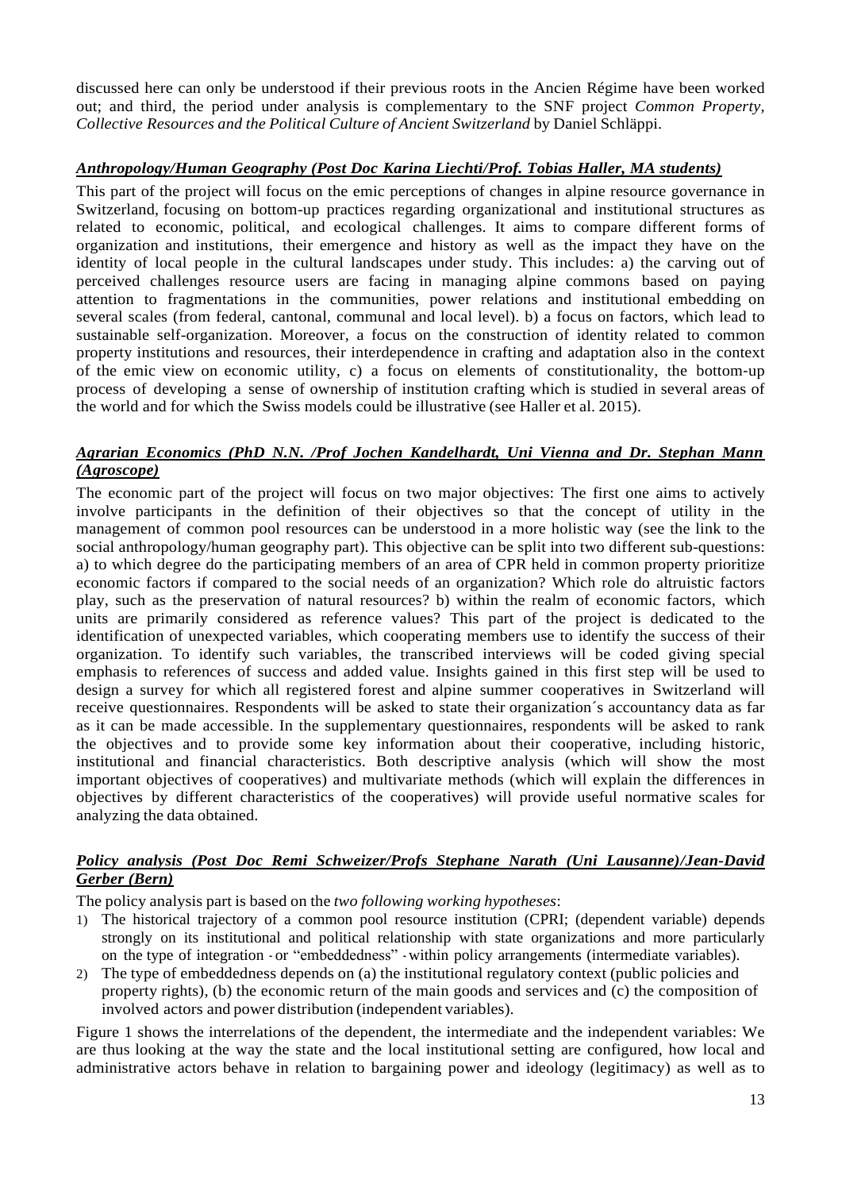discussed here can only be understood if their previous roots in the Ancien Régime have been worked out; and third, the period under analysis is complementary to the SNF project *Common Property, Collective Resources and the Political Culture of Ancient Switzerland* by Daniel Schläppi.

### *Anthropology/Human Geography (Post Doc Karina Liechti/Prof. Tobias Haller, MA students)*

This part of the project will focus on the emic perceptions of changes in alpine resource governance in Switzerland, focusing on bottom-up practices regarding organizational and institutional structures as related to economic, political, and ecological challenges. It aims to compare different forms of organization and institutions, their emergence and history as well as the impact they have on the identity of local people in the cultural landscapes under study. This includes: a) the carving out of perceived challenges resource users are facing in managing alpine commons based on paying attention to fragmentations in the communities, power relations and institutional embedding on several scales (from federal, cantonal, communal and local level). b) a focus on factors, which lead to sustainable self-organization. Moreover, a focus on the construction of identity related to common property institutions and resources, their interdependence in crafting and adaptation also in the context of the emic view on economic utility, c) a focus on elements of constitutionality, the bottom-up process of developing a sense of ownership of institution crafting which is studied in several areas of the world and for which the Swiss models could be illustrative (see Haller et al. 2015).

### *Agrarian Economics (PhD N.N. /Prof Jochen Kandelhardt, Uni Vienna and Dr. Stephan Mann (Agroscope)*

The economic part of the project will focus on two major objectives: The first one aims to actively involve participants in the definition of their objectives so that the concept of utility in the management of common pool resources can be understood in a more holistic way (see the link to the social anthropology/human geography part). This objective can be split into two different sub-questions: a) to which degree do the participating members of an area of CPR held in common property prioritize economic factors if compared to the social needs of an organization? Which role do altruistic factors play, such as the preservation of natural resources? b) within the realm of economic factors, which units are primarily considered as reference values? This part of the project is dedicated to the identification of unexpected variables, which cooperating members use to identify the success of their organization. To identify such variables, the transcribed interviews will be coded giving special emphasis to references of success and added value. Insights gained in this first step will be used to design a survey for which all registered forest and alpine summer cooperatives in Switzerland will receive questionnaires. Respondents will be asked to state their organization´s accountancy data as far as it can be made accessible. In the supplementary questionnaires, respondents will be asked to rank the objectives and to provide some key information about their cooperative, including historic, institutional and financial characteristics. Both descriptive analysis (which will show the most important objectives of cooperatives) and multivariate methods (which will explain the differences in objectives by different characteristics of the cooperatives) will provide useful normative scales for analyzing the data obtained.

### *Policy analysis (Post Doc Remi Schweizer/Profs Stephane Narath (Uni Lausanne)/Jean-David Gerber (Bern)*

The policy analysis part is based on the *two following working hypotheses*:

1) The historical trajectory of a common pool resource institution (CPRI; (dependent variable) depends strongly on its institutional and political relationship with state organizations and more particularly on the type of integration - or "embeddedness" - within policy arrangements (intermediate variables).
2) The type of embeddedness depends on (a) the institutional regulatory context (public policies and property rights), (b) the economic return of the main goods and services and (c) the composition of involved actors and power distribution (independent variables).

Figure 1 shows the interrelations of the dependent, the intermediate and the independent variables: We are thus looking at the way the state and the local institutional setting are configured, how local and administrative actors behave in relation to bargaining power and ideology (legitimacy) as well as to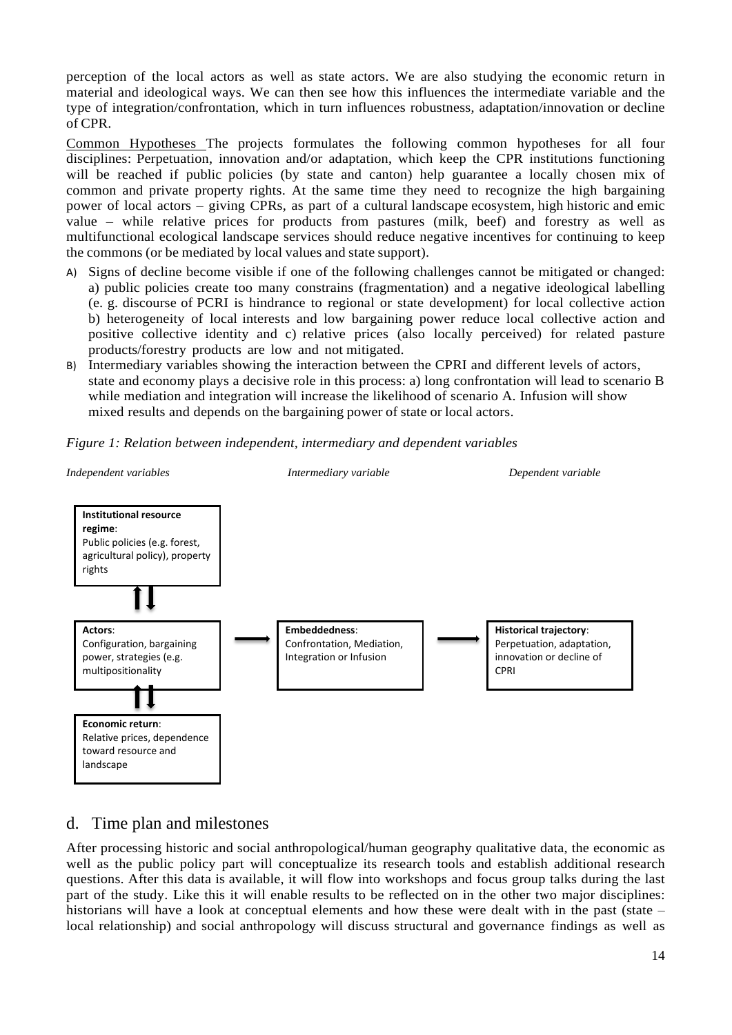perception of the local actors as well as state actors. We are also studying the economic return in material and ideological ways. We can then see how this influences the intermediate variable and the type of integration/confrontation, which in turn influences robustness, adaptation/innovation or decline of CPR.

Common Hypotheses The projects formulates the following common hypotheses for all four disciplines: Perpetuation, innovation and/or adaptation, which keep the CPR institutions functioning will be reached if public policies (by state and canton) help guarantee a locally chosen mix of common and private property rights. At the same time they need to recognize the high bargaining power of local actors – giving CPRs, as part of a cultural landscape ecosystem, high historic and emic value – while relative prices for products from pastures (milk, beef) and forestry as well as multifunctional ecological landscape services should reduce negative incentives for continuing to keep the commons (or be mediated by local values and state support).

A) Signs of decline become visible if one of the following challenges cannot be mitigated or changed: a) public policies create too many constrains (fragmentation) and a negative ideological labelling (e. g. discourse of PCRI is hindrance to regional or state development) for local collective action b) heterogeneity of local interests and low bargaining power reduce local collective action and positive collective identity and c) relative prices (also locally perceived) for related pasture products/forestry products are low and not mitigated.

B) Intermediary variables showing the interaction between the CPRI and different levels of actors, state and economy plays a decisive role in this process: a) long confrontation will lead to scenario B while mediation and integration will increase the likelihood of scenario A. Infusion will show mixed results and depends on the bargaining power of state or local actors.

*Figure 1: Relation between independent, intermediary and dependent variables*

*Independent variables*

*Intermediary variable*

*Dependent variable*

**Institutional resource regime**: Public policies (e.g. forest, agricultural policy), property rights

**Actors**: Configuration, bargaining power, strategies (e.g. multipositionality

**Economic return**: Relative prices, dependence toward resource and landscape

**Embeddedness**: Confrontation, Mediation, Integration or Infusion

**Historical trajectory**: Perpetuation, adaptation, innovation or decline of CPRI

## d. Time plan and milestones

After processing historic and social anthropological/human geography qualitative data, the economic as well as the public policy part will conceptualize its research tools and establish additional research questions. After this data is available, it will flow into workshops and focus group talks during the last part of the study. Like this it will enable results to be reflected on in the other two major disciplines: historians will have a look at conceptual elements and how these were dealt with in the past (state – local relationship) and social anthropology will discuss structural and governance findings as well as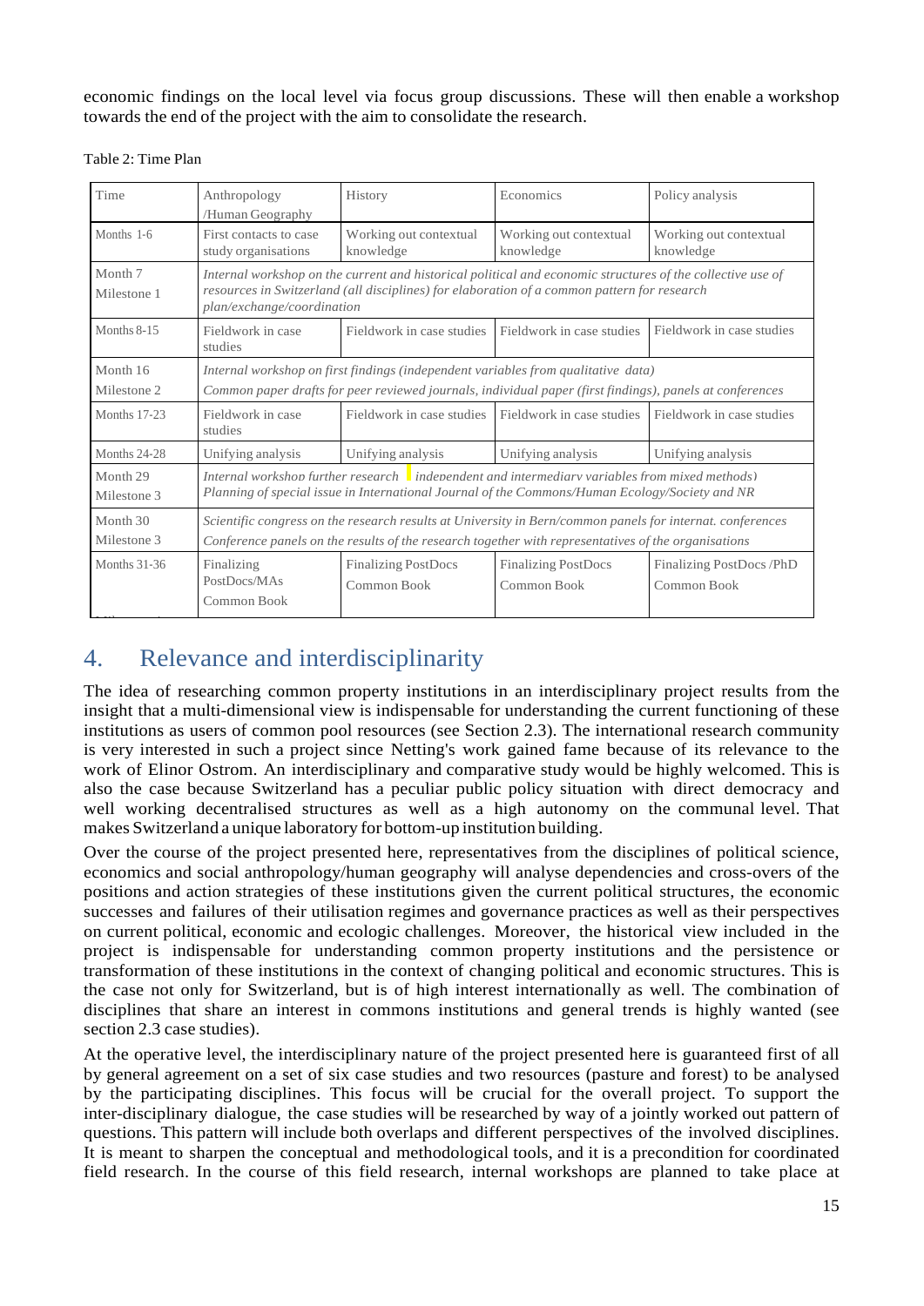economic findings on the local level via focus group discussions. These will then enable a workshop towards the end of the project with the aim to consolidate the research.

Table 2: Time Plan

| Time | Anthropology /Human Geography | History | Economics | Policy analysis |
|---|---|---|---|---|
| Months 1-6 | First contacts to case study organisations | Working out contextual knowledge | Working out contextual knowledge | Working out contextual knowledge |
| Month 7 Milestone 1 | *Internal workshop on the current and historical political and economic structures of the collective use of resources in Switzerland (all disciplines) for elaboration of a common pattern for research plan/exchange/coordination* | | | |
| Months 8-15 | Fieldwork in case studies | Fieldwork in case studies | Fieldwork in case studies | Fieldwork in case studies |
| Month 16 Milestone 2 | *Internal workshop on first findings (independent variables from qualitative data)* *Common paper drafts for peer reviewed journals, individual paper (first findings), panels at conferences* | | | |
| Months 17-23 | Fieldwork in case studies | Fieldwork in case studies | Fieldwork in case studies | Fieldwork in case studies |
| Months 24-28 | Unifying analysis | Unifying analysis | Unifying analysis | Unifying analysis |
| Month 29 Milestone 3 | *Internal workshop further research independent and intermediary variables from mixed methods)* *Planning of special issue in International Journal of the Commons/Human Ecology/Society and NR* | | | |
| Month 30 Milestone 3 | *Scientific congress on the research results at University in Bern/common panels for internat. conferences* *Conference panels on the results of the research together with representatives of the organisations* | | | |
| Months 31-36 | Finalizing PostDocs/MAs Common Book | Finalizing PostDocs Common Book | Finalizing PostDocs Common Book | Finalizing PostDocs /PhD Common Book |

# 4. Relevance and interdisciplinarity

The idea of researching common property institutions in an interdisciplinary project results from the insight that a multi-dimensional view is indispensable for understanding the current functioning of these institutions as users of common pool resources (see Section 2.3). The international research community is very interested in such a project since Netting's work gained fame because of its relevance to the work of Elinor Ostrom. An interdisciplinary and comparative study would be highly welcomed. This is also the case because Switzerland has a peculiar public policy situation with direct democracy and well working decentralised structures as well as a high autonomy on the communal level. That makes Switzerland a unique laboratory for bottom-up institution building.

Over the course of the project presented here, representatives from the disciplines of political science, economics and social anthropology/human geography will analyse dependencies and cross-overs of the positions and action strategies of these institutions given the current political structures, the economic successes and failures of their utilisation regimes and governance practices as well as their perspectives on current political, economic and ecologic challenges. Moreover, the historical view included in the project is indispensable for understanding common property institutions and the persistence or transformation of these institutions in the context of changing political and economic structures. This is the case not only for Switzerland, but is of high interest internationally as well. The combination of disciplines that share an interest in commons institutions and general trends is highly wanted (see section 2.3 case studies).

At the operative level, the interdisciplinary nature of the project presented here is guaranteed first of all by general agreement on a set of six case studies and two resources (pasture and forest) to be analysed by the participating disciplines. This focus will be crucial for the overall project. To support the inter-disciplinary dialogue, the case studies will be researched by way of a jointly worked out pattern of questions. This pattern will include both overlaps and different perspectives of the involved disciplines. It is meant to sharpen the conceptual and methodological tools, and it is a precondition for coordinated field research. In the course of this field research, internal workshops are planned to take place at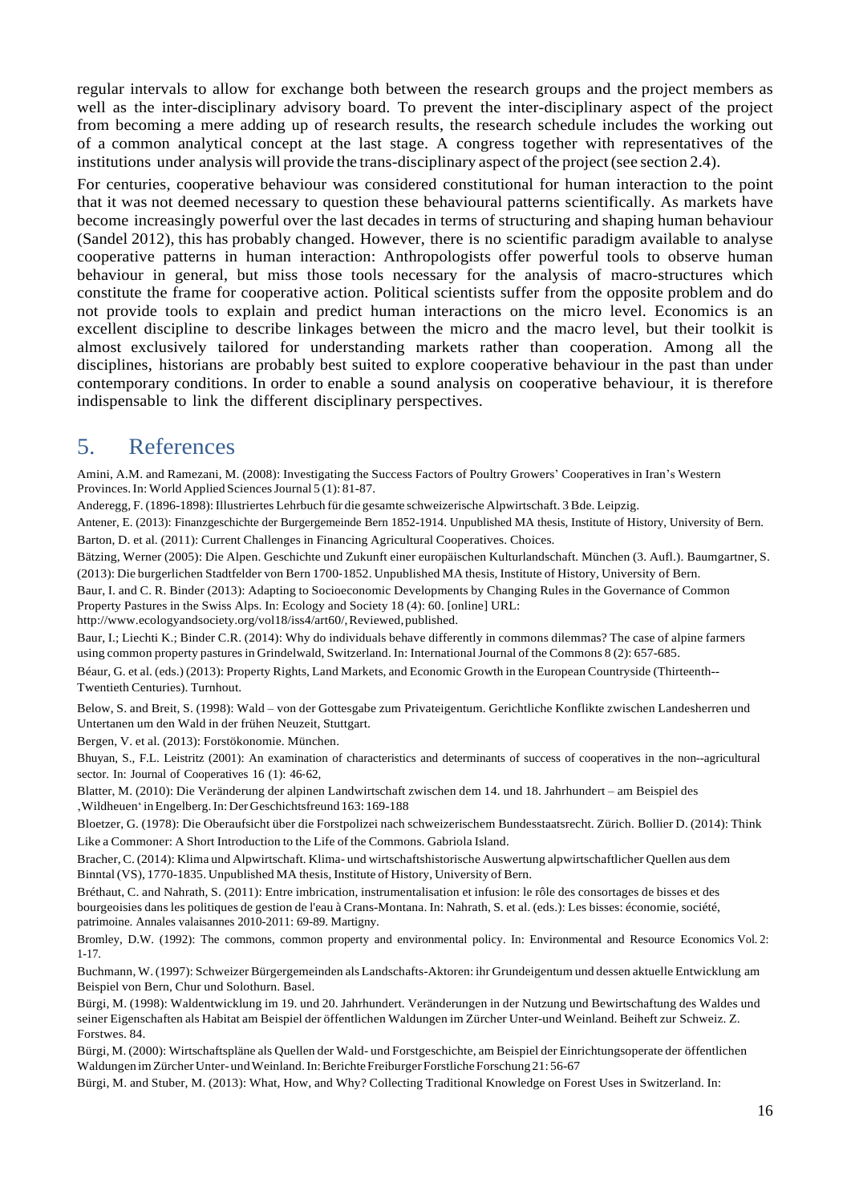regular intervals to allow for exchange both between the research groups and the project members as well as the inter-disciplinary advisory board. To prevent the inter-disciplinary aspect of the project from becoming a mere adding up of research results, the research schedule includes the working out of a common analytical concept at the last stage. A congress together with representatives of the institutions under analysis will provide the trans-disciplinary aspect of the project (see section 2.4).

For centuries, cooperative behaviour was considered constitutional for human interaction to the point that it was not deemed necessary to question these behavioural patterns scientifically. As markets have become increasingly powerful over the last decades in terms of structuring and shaping human behaviour (Sandel 2012), this has probably changed. However, there is no scientific paradigm available to analyse cooperative patterns in human interaction: Anthropologists offer powerful tools to observe human behaviour in general, but miss those tools necessary for the analysis of macro-structures which constitute the frame for cooperative action. Political scientists suffer from the opposite problem and do not provide tools to explain and predict human interactions on the micro level. Economics is an excellent discipline to describe linkages between the micro and the macro level, but their toolkit is almost exclusively tailored for understanding markets rather than cooperation. Among all the disciplines, historians are probably best suited to explore cooperative behaviour in the past than under contemporary conditions. In order to enable a sound analysis on cooperative behaviour, it is therefore indispensable to link the different disciplinary perspectives.

## 5. References

Amini, A.M. and Ramezani, M. (2008): Investigating the Success Factors of Poultry Growers' Cooperatives in Iran's Western Provinces. In: World Applied Sciences Journal 5 (1): 81-87.

Anderegg, F. (1896-1898): Illustriertes Lehrbuch für die gesamte schweizerische Alpwirtschaft. 3 Bde. Leipzig.

Antener, E. (2013): Finanzgeschichte der Burgergemeinde Bern 1852-1914. Unpublished MA thesis, Institute of History, University of Bern.

Barton, D. et al. (2011): Current Challenges in Financing Agricultural Cooperatives. Choices.

Bätzing, Werner (2005): Die Alpen. Geschichte und Zukunft einer europäischen Kulturlandschaft. München (3. Aufl.). Baumgartner, S. (2013): Die burgerlichen Stadtfelder von Bern 1700-1852. Unpublished MA thesis, Institute of History, University of Bern.

Baur, I. and C. R. Binder (2013): Adapting to Socioeconomic Developments by Changing Rules in the Governance of Common Property Pastures in the Swiss Alps. In: Ecology and Society 18 (4): 60. [online] URL: http://www.ecologyandsociety.org/vol18/iss4/art60/, Reviewed, published.

Baur, I.; Liechti K.; Binder C.R. (2014): Why do individuals behave differently in commons dilemmas? The case of alpine farmers using common property pastures in Grindelwald, Switzerland. In: International Journal of the Commons 8 (2): 657-685.

Béaur, G. et al. (eds.) (2013): Property Rights, Land Markets, and Economic Growth in the European Countryside (Thirteenth--Twentieth Centuries). Turnhout.

Below, S. and Breit, S. (1998): Wald – von der Gottesgabe zum Privateigentum. Gerichtliche Konflikte zwischen Landesherren und Untertanen um den Wald in der frühen Neuzeit, Stuttgart.

Bergen, V. et al. (2013): Forstökonomie. München.

Bhuyan, S., F.L. Leistritz (2001): An examination of characteristics and determinants of success of cooperatives in the non--agricultural sector. In: Journal of Cooperatives 16 (1): 46-62,

Blatter, M. (2010): Die Veränderung der alpinen Landwirtschaft zwischen dem 14. und 18. Jahrhundert – am Beispiel des ‚Wildheuen' in Engelberg. In: Der Geschichtsfreund 163: 169-188

Bloetzer, G. (1978): Die Oberaufsicht über die Forstpolizei nach schweizerischem Bundesstaatsrecht. Zürich. Bollier D. (2014): Think Like a Commoner: A Short Introduction to the Life of the Commons. Gabriola Island.

Bracher, C. (2014): Klima und Alpwirtschaft. Klima- und wirtschaftshistorische Auswertung alpwirtschaftlicher Quellen aus dem Binntal (VS), 1770-1835. Unpublished MA thesis, Institute of History, University of Bern.

Bréthaut, C. and Nahrath, S. (2011): Entre imbrication, instrumentalisation et infusion: le rôle des consortages de bisses et des bourgeoisies dans les politiques de gestion de l'eau à Crans-Montana. In: Nahrath, S. et al. (eds.): Les bisses: économie, société, patrimoine. Annales valaisannes 2010-2011: 69-89. Martigny.

Bromley, D.W. (1992): The commons, common property and environmental policy. In: Environmental and Resource Economics Vol. 2: 1-17.

Buchmann, W. (1997): Schweizer Bürgergemeinden als Landschafts-Aktoren: ihr Grundeigentum und dessen aktuelle Entwicklung am Beispiel von Bern, Chur und Solothurn. Basel.

Bürgi, M. (1998): Waldentwicklung im 19. und 20. Jahrhundert. Veränderungen in der Nutzung und Bewirtschaftung des Waldes und seiner Eigenschaften als Habitat am Beispiel der öffentlichen Waldungen im Zürcher Unter-und Weinland. Beiheft zur Schweiz. Z. Forstwes. 84.

Bürgi, M. (2000): Wirtschaftspläne als Quellen der Wald- und Forstgeschichte, am Beispiel der Einrichtungsoperate der öffentlichen Waldungen im Zürcher Unter- und Weinland. In: Berichte Freiburger Forstliche Forschung 21: 56-67

Bürgi, M. and Stuber, M. (2013): What, How, and Why? Collecting Traditional Knowledge on Forest Uses in Switzerland. In: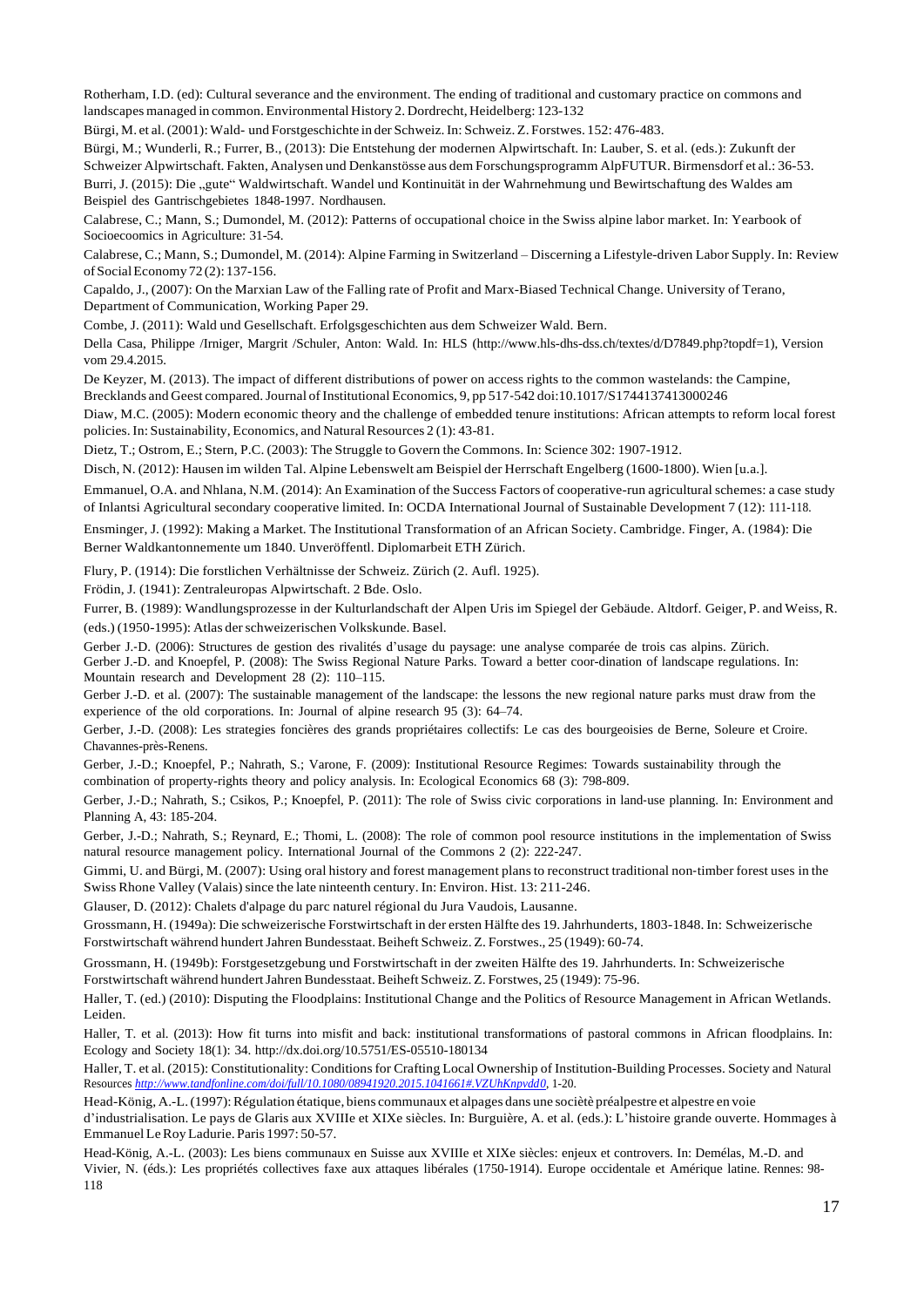Rotherham, I.D. (ed): Cultural severance and the environment. The ending of traditional and customary practice on commons and landscapes managed in common. Environmental History 2. Dordrecht, Heidelberg: 123-132

Bürgi, M. et al. (2001): Wald- und Forstgeschichte in der Schweiz. In: Schweiz. Z. Forstwes. 152: 476-483.

Bürgi, M.; Wunderli, R.; Furrer, B., (2013): Die Entstehung der modernen Alpwirtschaft. In: Lauber, S. et al. (eds.): Zukunft der Schweizer Alpwirtschaft. Fakten, Analysen und Denkanstösse aus dem Forschungsprogramm AlpFUTUR. Birmensdorf et al.: 36-53.

Burri, J. (2015): Die „gute" Waldwirtschaft. Wandel und Kontinuität in der Wahrnehmung und Bewirtschaftung des Waldes am Beispiel des Gantrischgebietes 1848-1997. Nordhausen.

Calabrese, C.; Mann, S.; Dumondel, M. (2012): Patterns of occupational choice in the Swiss alpine labor market. In: Yearbook of Socioecoomics in Agriculture: 31-54.

Calabrese, C.; Mann, S.; Dumondel, M. (2014): Alpine Farming in Switzerland – Discerning a Lifestyle-driven Labor Supply. In: Review of Social Economy 72 (2): 137-156.

Capaldo, J., (2007): On the Marxian Law of the Falling rate of Profit and Marx-Biased Technical Change. University of Terano, Department of Communication, Working Paper 29.

Combe, J. (2011): Wald und Gesellschaft. Erfolgsgeschichten aus dem Schweizer Wald. Bern.

Della Casa, Philippe /Irniger, Margrit /Schuler, Anton: Wald. In: HLS (http://www.hls-dhs-dss.ch/textes/d/D7849.php?topdf=1), Version vom 29.4.2015.

De Keyzer, M. (2013). The impact of different distributions of power on access rights to the common wastelands: the Campine, Brecklands and Geest compared. Journal of Institutional Economics, 9, pp 517-542 doi:10.1017/S1744137413000246

Diaw, M.C. (2005): Modern economic theory and the challenge of embedded tenure institutions: African attempts to reform local forest policies. In: Sustainability, Economics, and Natural Resources 2 (1): 43-81.

Dietz, T.; Ostrom, E.; Stern, P.C. (2003): The Struggle to Govern the Commons. In: Science 302: 1907-1912.

Disch, N. (2012): Hausen im wilden Tal. Alpine Lebenswelt am Beispiel der Herrschaft Engelberg (1600-1800). Wien [u.a.].

Emmanuel, O.A. and Nhlana, N.M. (2014): An Examination of the Success Factors of cooperative-run agricultural schemes: a case study of Inlantsi Agricultural secondary cooperative limited. In: OCDA International Journal of Sustainable Development 7 (12): 111-118.

Ensminger, J. (1992): Making a Market. The Institutional Transformation of an African Society. Cambridge. Finger, A. (1984): Die Berner Waldkantonnemente um 1840. Unveröffentl. Diplomarbeit ETH Zürich.

Flury, P. (1914): Die forstlichen Verhältnisse der Schweiz. Zürich (2. Aufl. 1925).

Frödin, J. (1941): Zentraleuropas Alpwirtschaft. 2 Bde. Oslo.

Furrer, B. (1989): Wandlungsprozesse in der Kulturlandschaft der Alpen Uris im Spiegel der Gebäude. Altdorf. Geiger, P. and Weiss, R. (eds.) (1950-1995): Atlas der schweizerischen Volkskunde. Basel.

Gerber J.-D. (2006): Structures de gestion des rivalités d'usage du paysage: une analyse comparée de trois cas alpins. Zürich.

Gerber J.-D. and Knoepfel, P. (2008): The Swiss Regional Nature Parks. Toward a better coor-dination of landscape regulations. In: Mountain research and Development 28 (2): 110–115.

Gerber J.-D. et al. (2007): The sustainable management of the landscape: the lessons the new regional nature parks must draw from the experience of the old corporations. In: Journal of alpine research 95 (3): 64–74.

Gerber, J.-D. (2008): Les strategies foncières des grands propriétaires collectifs: Le cas des bourgeoisies de Berne, Soleure et Croire. Chavannes-près-Renens.

Gerber, J.-D.; Knoepfel, P.; Nahrath, S.; Varone, F. (2009): Institutional Resource Regimes: Towards sustainability through the combination of property-rights theory and policy analysis. In: Ecological Economics 68 (3): 798-809.

Gerber, J.-D.; Nahrath, S.; Csikos, P.; Knoepfel, P. (2011): The role of Swiss civic corporations in land-use planning. In: Environment and Planning A, 43: 185-204.

Gerber, J.-D.; Nahrath, S.; Reynard, E.; Thomi, L. (2008): The role of common pool resource institutions in the implementation of Swiss natural resource management policy. International Journal of the Commons 2 (2): 222-247.

Gimmi, U. and Bürgi, M. (2007): Using oral history and forest management plans to reconstruct traditional non-timber forest uses in the Swiss Rhone Valley (Valais) since the late ninteenth century. In: Environ. Hist. 13: 211-246.

Glauser, D. (2012): Chalets d'alpage du parc naturel régional du Jura Vaudois, Lausanne.

Grossmann, H. (1949a): Die schweizerische Forstwirtschaft in der ersten Hälfte des 19. Jahrhunderts, 1803-1848. In: Schweizerische Forstwirtschaft während hundert Jahren Bundesstaat. Beiheft Schweiz. Z. Forstwes., 25 (1949): 60-74.

Grossmann, H. (1949b): Forstgesetzgebung und Forstwirtschaft in der zweiten Hälfte des 19. Jahrhunderts. In: Schweizerische Forstwirtschaft während hundert Jahren Bundesstaat. Beiheft Schweiz. Z. Forstwes, 25 (1949): 75-96.

Haller, T. (ed.) (2010): Disputing the Floodplains: Institutional Change and the Politics of Resource Management in African Wetlands. Leiden.

Haller, T. et al. (2013): How fit turns into misfit and back: institutional transformations of pastoral commons in African floodplains. In: Ecology and Society 18(1): 34. http://dx.doi.org/10.5751/ES-05510-180134

Haller, T. et al. (2015): Constitutionality: Conditions for Crafting Local Ownership of Institution-Building Processes. Society and Natural Resources http://www.tandfonline.com/doi/full/10.1080/08941920.2015.1041661#.VZUhKnpvdd0, 1-20.

Head-König, A.-L. (1997): Régulation étatique, biens communaux et alpages dans une sociètè préalpestre et alpestre en voie d'industrialisation. Le pays de Glaris aux XVIIIe et XIXe siècles. In: Burguière, A. et al. (eds.): L'histoire grande ouverte. Hommages à Emmanuel Le Roy Ladurie. Paris 1997: 50-57.

Head-König, A.-L. (2003): Les biens communaux en Suisse aux XVIIIe et XIXe siècles: enjeux et controvers. In: Demélas, M.-D. and Vivier, N. (éds.): Les propriétés collectives faxe aux attaques libérales (1750-1914). Europe occidentale et Amérique latine. Rennes: 98-118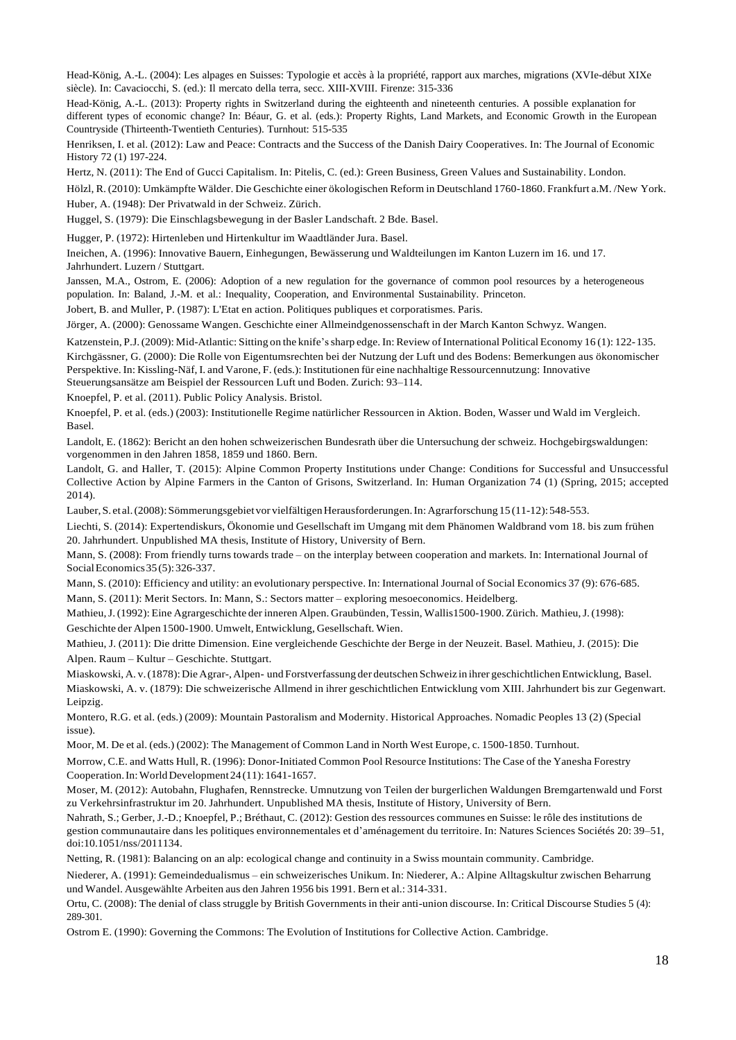Head-König, A.-L. (2004): Les alpages en Suisses: Typologie et accès à la propriété, rapport aux marches, migrations (XVIe-début XIXe siècle). In: Cavaciocchi, S. (ed.): Il mercato della terra, secc. XIII-XVIII. Firenze: 315-336

Head-König, A.-L. (2013): Property rights in Switzerland during the eighteenth and nineteenth centuries. A possible explanation for different types of economic change? In: Béaur, G. et al. (eds.): Property Rights, Land Markets, and Economic Growth in the European Countryside (Thirteenth-Twentieth Centuries). Turnhout: 515-535

Henriksen, I. et al. (2012): Law and Peace: Contracts and the Success of the Danish Dairy Cooperatives. In: The Journal of Economic History 72 (1) 197-224.

Hertz, N. (2011): The End of Gucci Capitalism. In: Pitelis, C. (ed.): Green Business, Green Values and Sustainability. London.

Hölzl, R. (2010): Umkämpfte Wälder. Die Geschichte einer ökologischen Reform in Deutschland 1760-1860. Frankfurt a.M. /New York.

Huber, A. (1948): Der Privatwald in der Schweiz. Zürich.

Huggel, S. (1979): Die Einschlagsbewegung in der Basler Landschaft. 2 Bde. Basel.

Hugger, P. (1972): Hirtenleben und Hirtenkultur im Waadtländer Jura. Basel.

Ineichen, A. (1996): Innovative Bauern, Einhegungen, Bewässerung und Waldteilungen im Kanton Luzern im 16. und 17. Jahrhundert. Luzern / Stuttgart.

Janssen, M.A., Ostrom, E. (2006): Adoption of a new regulation for the governance of common pool resources by a heterogeneous population. In: Baland, J.-M. et al.: Inequality, Cooperation, and Environmental Sustainability. Princeton.

Jobert, B. and Muller, P. (1987): L'Etat en action. Politiques publiques et corporatismes. Paris.

Jörger, A. (2000): Genossame Wangen. Geschichte einer Allmeindgenossenschaft in der March Kanton Schwyz. Wangen.

Katzenstein, P.J. (2009): Mid-Atlantic: Sitting on the knife's sharp edge. In: Review of International Political Economy 16 (1): 122-135.

Kirchgässner, G. (2000): Die Rolle von Eigentumsrechten bei der Nutzung der Luft und des Bodens: Bemerkungen aus ökonomischer Perspektive. In: Kissling-Näf, I. and Varone, F. (eds.): Institutionen für eine nachhaltige Ressourcennutzung: Innovative Steuerungsansätze am Beispiel der Ressourcen Luft und Boden. Zurich: 93–114.

Knoepfel, P. et al. (2011). Public Policy Analysis. Bristol.

Knoepfel, P. et al. (eds.) (2003): Institutionelle Regime natürlicher Ressourcen in Aktion. Boden, Wasser und Wald im Vergleich. Basel.

Landolt, E. (1862): Bericht an den hohen schweizerischen Bundesrath über die Untersuchung der schweiz. Hochgebirgswaldungen: vorgenommen in den Jahren 1858, 1859 und 1860. Bern.

Landolt, G. and Haller, T. (2015): Alpine Common Property Institutions under Change: Conditions for Successful and Unsuccessful Collective Action by Alpine Farmers in the Canton of Grisons, Switzerland. In: Human Organization 74 (1) (Spring, 2015; accepted 2014).

Lauber, S. et al. (2008): Sömmerungsgebiet vor vielfältigen Herausforderungen. In: Agrarforschung 15 (11-12): 548-553.

Liechti, S. (2014): Expertendiskurs, Ökonomie und Gesellschaft im Umgang mit dem Phänomen Waldbrand vom 18. bis zum frühen 20. Jahrhundert. Unpublished MA thesis, Institute of History, University of Bern.

Mann, S. (2008): From friendly turns towards trade – on the interplay between cooperation and markets. In: International Journal of Social Economics 35 (5): 326-337.

Mann, S. (2010): Efficiency and utility: an evolutionary perspective. In: International Journal of Social Economics 37 (9): 676-685.

Mann, S. (2011): Merit Sectors. In: Mann, S.: Sectors matter – exploring mesoeconomics. Heidelberg.

Mathieu, J. (1992): Eine Agrargeschichte der inneren Alpen. Graubünden, Tessin, Wallis 1500-1900. Zürich. Mathieu, J. (1998): Geschichte der Alpen 1500-1900. Umwelt, Entwicklung, Gesellschaft. Wien.

Mathieu, J. (2011): Die dritte Dimension. Eine vergleichende Geschichte der Berge in der Neuzeit. Basel. Mathieu, J. (2015): Die Alpen. Raum – Kultur – Geschichte. Stuttgart.

Miaskowski, A. v. (1878): Die Agrar-, Alpen- und Forstverfassung der deutschen Schweiz in ihrer geschichtlichen Entwicklung, Basel. Miaskowski, A. v. (1879): Die schweizerische Allmend in ihrer geschichtlichen Entwicklung vom XIII. Jahrhundert bis zur Gegenwart. Leipzig.

Montero, R.G. et al. (eds.) (2009): Mountain Pastoralism and Modernity. Historical Approaches. Nomadic Peoples 13 (2) (Special issue).

Moor, M. De et al. (eds.) (2002): The Management of Common Land in North West Europe, c. 1500-1850. Turnhout.

Morrow, C.E. and Watts Hull, R. (1996): Donor-Initiated Common Pool Resource Institutions: The Case of the Yanesha Forestry Cooperation. In: World Development 24 (11): 1641-1657.

Moser, M. (2012): Autobahn, Flughafen, Rennstrecke. Umnutzung von Teilen der burgerlichen Waldungen Bremgartenwald und Forst zu Verkehrsinfrastruktur im 20. Jahrhundert. Unpublished MA thesis, Institute of History, University of Bern.

Nahrath, S.; Gerber, J.-D.; Knoepfel, P.; Bréthaut, C. (2012): Gestion des ressources communes en Suisse: le rôle des institutions de gestion communautaire dans les politiques environnementales et d'aménagement du territoire. In: Natures Sciences Sociétés 20: 39–51, doi:10.1051/nss/2011134.

Netting, R. (1981): Balancing on an alp: ecological change and continuity in a Swiss mountain community. Cambridge.

Niederer, A. (1991): Gemeindedualismus – ein schweizerisches Unikum. In: Niederer, A.: Alpine Alltagskultur zwischen Beharrung und Wandel. Ausgewählte Arbeiten aus den Jahren 1956 bis 1991. Bern et al.: 314-331.

Ortu, C. (2008): The denial of class struggle by British Governments in their anti-union discourse. In: Critical Discourse Studies 5 (4): 289-301.

Ostrom E. (1990): Governing the Commons: The Evolution of Institutions for Collective Action. Cambridge.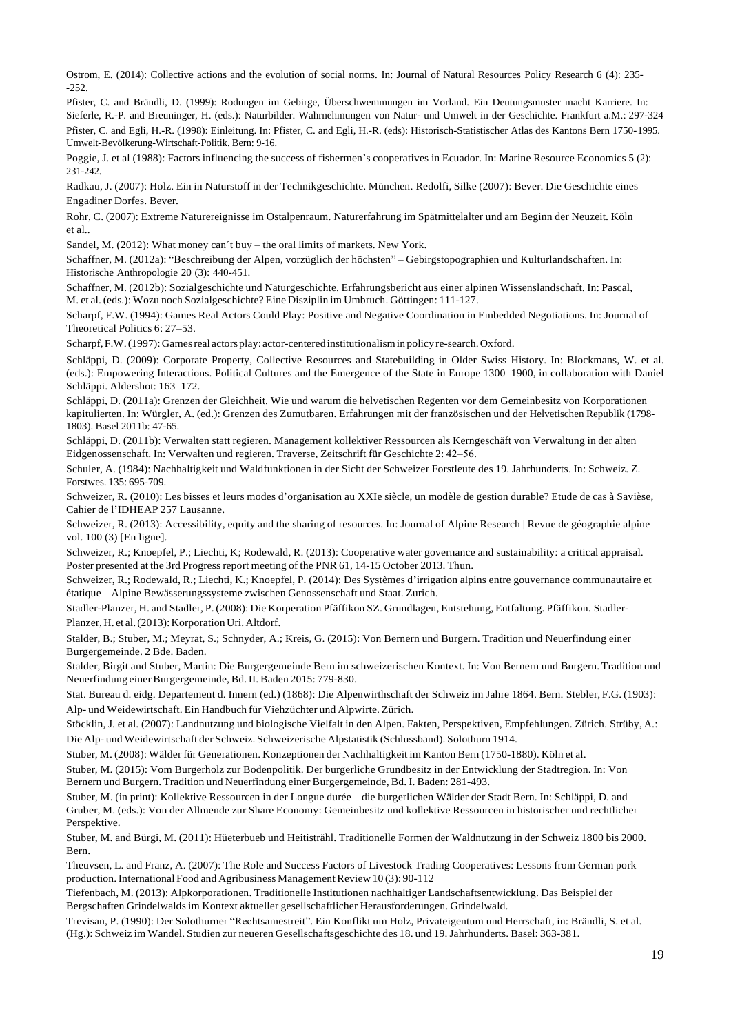Ostrom, E. (2014): Collective actions and the evolution of social norms. In: Journal of Natural Resources Policy Research 6 (4): 235--252.

Pfister, C. and Brändli, D. (1999): Rodungen im Gebirge, Überschwemmungen im Vorland. Ein Deutungsmuster macht Karriere. In: Sieferle, R.-P. and Breuninger, H. (eds.): Naturbilder. Wahrnehmungen von Natur- und Umwelt in der Geschichte. Frankfurt a.M.: 297-324

Pfister, C. and Egli, H.-R. (1998): Einleitung. In: Pfister, C. and Egli, H.-R. (eds): Historisch-Statistischer Atlas des Kantons Bern 1750-1995. Umwelt-Bevölkerung-Wirtschaft-Politik. Bern: 9-16.

Poggie, J. et al (1988): Factors influencing the success of fishermen's cooperatives in Ecuador. In: Marine Resource Economics 5 (2): 231-242.

Radkau, J. (2007): Holz. Ein in Naturstoff in der Technikgeschichte. München. Redolfi, Silke (2007): Bever. Die Geschichte eines Engadiner Dorfes. Bever.

Rohr, C. (2007): Extreme Naturereignisse im Ostalpenraum. Naturerfahrung im Spätmittelalter und am Beginn der Neuzeit. Köln et al..

Sandel, M. (2012): What money can´t buy – the oral limits of markets. New York.

Schaffner, M. (2012a): "Beschreibung der Alpen, vorzüglich der höchsten" – Gebirgstopographien und Kulturlandschaften. In: Historische Anthropologie 20 (3): 440-451.

Schaffner, M. (2012b): Sozialgeschichte und Naturgeschichte. Erfahrungsbericht aus einer alpinen Wissenslandschaft. In: Pascal, M. et al. (eds.): Wozu noch Sozialgeschichte? Eine Disziplin im Umbruch. Göttingen: 111-127.

Scharpf, F.W. (1994): Games Real Actors Could Play: Positive and Negative Coordination in Embedded Negotiations. In: Journal of Theoretical Politics 6: 27–53.

Scharpf, F.W. (1997): Games real actors play: actor-centered institutionalism in policy re-search. Oxford.

Schläppi, D. (2009): Corporate Property, Collective Resources and Statebuilding in Older Swiss History. In: Blockmans, W. et al. (eds.): Empowering Interactions. Political Cultures and the Emergence of the State in Europe 1300–1900, in collaboration with Daniel Schläppi. Aldershot: 163–172.

Schläppi, D. (2011a): Grenzen der Gleichheit. Wie und warum die helvetischen Regenten vor dem Gemeinbesitz von Korporationen kapitulierten. In: Würgler, A. (ed.): Grenzen des Zumutbaren. Erfahrungen mit der französischen und der Helvetischen Republik (1798-1803). Basel 2011b: 47-65.

Schläppi, D. (2011b): Verwalten statt regieren. Management kollektiver Ressourcen als Kerngeschäft von Verwaltung in der alten Eidgenossenschaft. In: Verwalten und regieren. Traverse, Zeitschrift für Geschichte 2: 42–56.

Schuler, A. (1984): Nachhaltigkeit und Waldfunktionen in der Sicht der Schweizer Forstleute des 19. Jahrhunderts. In: Schweiz. Z. Forstwes. 135: 695-709.

Schweizer, R. (2010): Les bisses et leurs modes d'organisation au XXIe siècle, un modèle de gestion durable? Etude de cas à Savièse, Cahier de l'IDHEAP 257 Lausanne.

Schweizer, R. (2013): Accessibility, equity and the sharing of resources. In: Journal of Alpine Research | Revue de géographie alpine vol. 100 (3) [En ligne].

Schweizer, R.; Knoepfel, P.; Liechti, K; Rodewald, R. (2013): Cooperative water governance and sustainability: a critical appraisal. Poster presented at the 3rd Progress report meeting of the PNR 61, 14-15 October 2013. Thun.

Schweizer, R.; Rodewald, R.; Liechti, K.; Knoepfel, P. (2014): Des Systèmes d'irrigation alpins entre gouvernance communautaire et étatique – Alpine Bewässerungssysteme zwischen Genossenschaft und Staat. Zurich.

Stadler-Planzer, H. and Stadler, P. (2008): Die Korperation Pfäffikon SZ. Grundlagen, Entstehung, Entfaltung. Pfäffikon. Stadler-Planzer, H. et al. (2013): Korporation Uri. Altdorf.

Stalder, B.; Stuber, M.; Meyrat, S.; Schnyder, A.; Kreis, G. (2015): Von Bernern und Burgern. Tradition und Neuerfindung einer Burgergemeinde. 2 Bde. Baden.

Stalder, Birgit and Stuber, Martin: Die Burgergemeinde Bern im schweizerischen Kontext. In: Von Bernern und Burgern. Tradition und Neuerfindung einer Burgergemeinde, Bd. II. Baden 2015: 779-830.

Stat. Bureau d. eidg. Departement d. Innern (ed.) (1868): Die Alpenwirthschaft der Schweiz im Jahre 1864. Bern. Stebler, F.G. (1903): Alp- und Weidewirtschaft. Ein Handbuch für Viehzüchter und Alpwirte. Zürich.

Stöcklin, J. et al. (2007): Landnutzung und biologische Vielfalt in den Alpen. Fakten, Perspektiven, Empfehlungen. Zürich. Strüby, A.: Die Alp- und Weidewirtschaft der Schweiz. Schweizerische Alpstatistik (Schlussband). Solothurn 1914.

Stuber, M. (2008): Wälder für Generationen. Konzeptionen der Nachhaltigkeit im Kanton Bern (1750-1880). Köln et al.

Stuber, M. (2015): Vom Burgerholz zur Bodenpolitik. Der burgerliche Grundbesitz in der Entwicklung der Stadtregion. In: Von Bernern und Burgern. Tradition und Neuerfindung einer Burgergemeinde, Bd. I. Baden: 281-493.

Stuber, M. (in print): Kollektive Ressourcen in der Longue durée – die burgerlichen Wälder der Stadt Bern. In: Schläppi, D. and Gruber, M. (eds.): Von der Allmende zur Share Economy: Gemeinbesitz und kollektive Ressourcen in historischer und rechtlicher Perspektive.

Stuber, M. and Bürgi, M. (2011): Hüeterbueb und Heitisträhl. Traditionelle Formen der Waldnutzung in der Schweiz 1800 bis 2000. Bern.

Theuvsen, L. and Franz, A. (2007): The Role and Success Factors of Livestock Trading Cooperatives: Lessons from German pork production. International Food and Agribusiness Management Review 10 (3): 90-112

Tiefenbach, M. (2013): Alpkorporationen. Traditionelle Institutionen nachhaltiger Landschaftsentwicklung. Das Beispiel der Bergschaften Grindelwalds im Kontext aktueller gesellschaftlicher Herausforderungen. Grindelwald.

Trevisan, P. (1990): Der Solothurner "Rechtsamestreit". Ein Konflikt um Holz, Privateigentum und Herrschaft, in: Brändli, S. et al. (Hg.): Schweiz im Wandel. Studien zur neueren Gesellschaftsgeschichte des 18. und 19. Jahrhunderts. Basel: 363-381.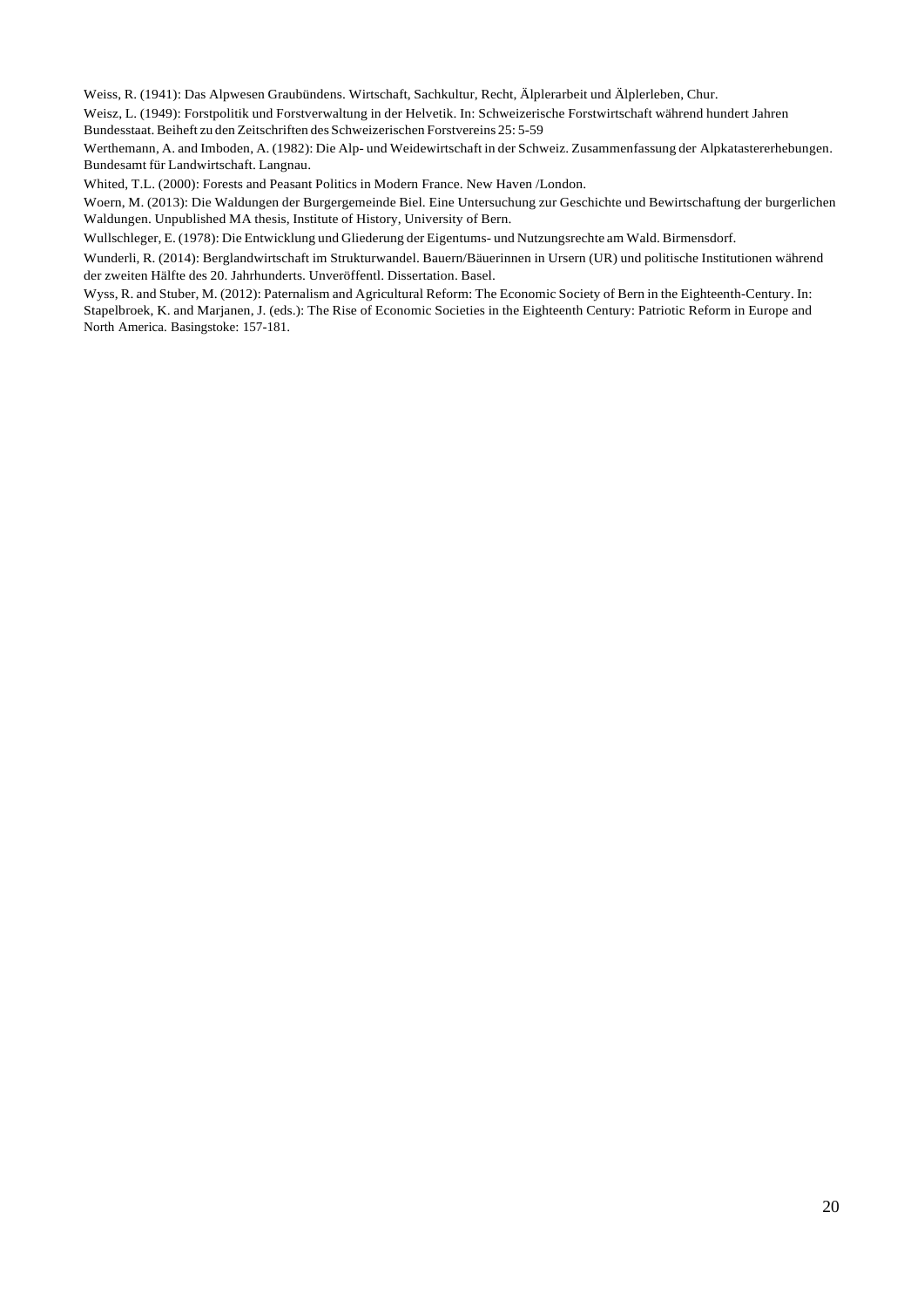Weiss, R. (1941): Das Alpwesen Graubündens. Wirtschaft, Sachkultur, Recht, Älplerarbeit und Älplerleben, Chur.

Weisz, L. (1949): Forstpolitik und Forstverwaltung in der Helvetik. In: Schweizerische Forstwirtschaft während hundert Jahren Bundesstaat. Beiheft zu den Zeitschriften des Schweizerischen Forstvereins 25: 5-59

Werthemann, A. and Imboden, A. (1982): Die Alp- und Weidewirtschaft in der Schweiz. Zusammenfassung der Alpkatastererhebungen. Bundesamt für Landwirtschaft. Langnau.

Whited, T.L. (2000): Forests and Peasant Politics in Modern France. New Haven /London.

Woern, M. (2013): Die Waldungen der Burgergemeinde Biel. Eine Untersuchung zur Geschichte und Bewirtschaftung der burgerlichen Waldungen. Unpublished MA thesis, Institute of History, University of Bern.

Wullschleger, E. (1978): Die Entwicklung und Gliederung der Eigentums- und Nutzungsrechte am Wald. Birmensdorf.

Wunderli, R. (2014): Berglandwirtschaft im Strukturwandel. Bauern/Bäuerinnen in Ursern (UR) und politische Institutionen während der zweiten Hälfte des 20. Jahrhunderts. Unveröffentl. Dissertation. Basel.

Wyss, R. and Stuber, M. (2012): Paternalism and Agricultural Reform: The Economic Society of Bern in the Eighteenth-Century. In: Stapelbroek, K. and Marjanen, J. (eds.): The Rise of Economic Societies in the Eighteenth Century: Patriotic Reform in Europe and North America. Basingstoke: 157-181.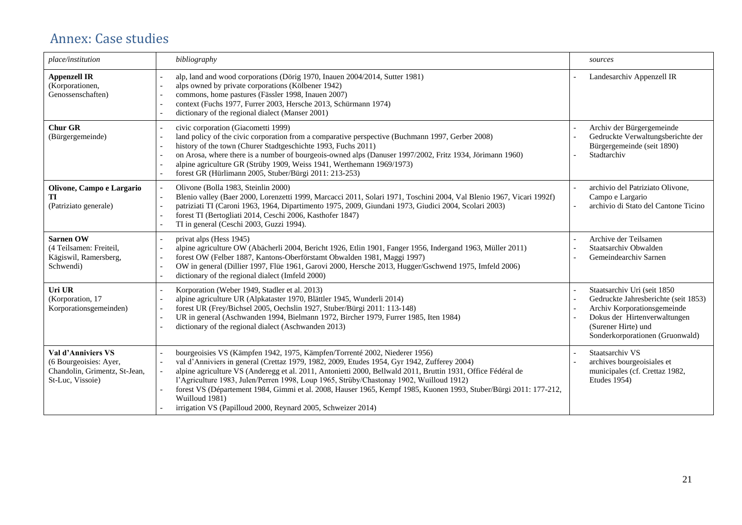# Annex: Case studies

| *place/institution* | *bibliography* | *sources* |
|---|---|---|
| **Appenzell IR** (Korporationen, Genossenschaften) | - alp, land and wood corporations (Dörig 1970, Inauen 2004/2014, Sutter 1981)<br>- alps owned by private corporations (Kölbener 1942)<br>- commons, home pastures (Fässler 1998, Inauen 2007)<br>- context (Fuchs 1977, Furrer 2003, Hersche 2013, Schürmann 1974)<br>- dictionary of the regional dialect (Manser 2001) | - Landesarchiv Appenzell IR |
| **Chur GR** (Bürgergemeinde) | - civic corporation (Giacometti 1999)<br>- land policy of the civic corporation from a comparative perspective (Buchmann 1997, Gerber 2008)<br>- history of the town (Churer Stadtgeschichte 1993, Fuchs 2011)<br>- on Arosa, where there is a number of bourgeois-owned alps (Danuser 1997/2002, Fritz 1934, Jörimann 1960)<br>- alpine agriculture GR (Strüby 1909, Weiss 1941, Werthemann 1969/1973)<br>- forest GR (Hürlimann 2005, Stuber/Bürgi 2011: 213-253) | - Archiv der Bürgergemeinde<br>- Gedruckte Verwaltungsberichte der Bürgergemeinde (seit 1890)<br>- Stadtarchiv |
| **Olivone, Campo e Largario TI** (Patriziato generale) | - Olivone (Bolla 1983, Steinlin 2000)<br>- Blenio valley (Baer 2000, Lorenzetti 1999, Marcacci 2011, Solari 1971, Toschini 2004, Val Blenio 1967, Vicari 1992f)<br>- patriziati TI (Caroni 1963, 1964, Dipartimento 1975, 2009, Giundani 1973, Giudici 2004, Scolari 2003)<br>- forest TI (Bertogliati 2014, Ceschi 2006, Kasthofer 1847)<br>- TI in general (Ceschi 2003, Guzzi 1994). | - archivio del Patriziato Olivone, Campo e Largario<br>- archivio di Stato del Cantone Ticino |
| **Sarnen OW** (4 Teilsamen: Freiteil, Kägiswil, Ramersberg, Schwendi) | - privat alps (Hess 1945)<br>- alpine agriculture OW (Abächerli 2004, Bericht 1926, Etlin 1901, Fanger 1956, Indergand 1963, Müller 2011)<br>- forest OW (Felber 1887, Kantons-Oberförstamt Obwalden 1981, Maggi 1997)<br>- OW in general (Dillier 1997, Flüe 1961, Garovi 2000, Hersche 2013, Hugger/Gschwend 1975, Imfeld 2006)<br>- dictionary of the regional dialect (Imfeld 2000) | - Archive der Teilsamen<br>- Staatsarchiv Obwalden<br>- Gemeindearchiv Sarnen |
| **Uri UR** (Korporation, 17 Korporationsgemeinden) | - Korporation (Weber 1949, Stadler et al. 2013)<br>- alpine agriculture UR (Alpkataster 1970, Blättler 1945, Wunderli 2014)<br>- forest UR (Frey/Bichsel 2005, Oechslin 1927, Stuber/Bürgi 2011: 113-148)<br>- UR in general (Aschwanden 1994, Bielmann 1972, Bircher 1979, Furrer 1985, Iten 1984)<br>- dictionary of the regional dialect (Aschwanden 2013) | - Staatsarchiv Uri (seit 1850<br>- Gedruckte Jahresberichte (seit 1853)<br>- Archiv Korporationsgemeinde<br>- Dokus der Hirtenverwaltungen (Surener Hirte) und Sonderkorporationen (Gruonwald) |
| **Val d'Anniviers VS** (6 Bourgeoisies: Ayer, Chandolin, Grimentz, St-Jean, St-Luc, Vissoie) | - bourgeoisies VS (Kämpfen 1942, 1975, Kämpfen/Torrenté 2002, Niederer 1956)<br>- val d'Anniviers in general (Crettaz 1979, 1982, 2009, Etudes 1954, Gyr 1942, Zufferey 2004)<br>- alpine agriculture VS (Anderegg et al. 2011, Antonietti 2000, Bellwald 2011, Bruttin 1931, Office Fédéral de l'Agriculture 1983, Julen/Perren 1998, Loup 1965, Strüby/Chastonay 1902, Wuilloud 1912)<br>- forest VS (Département 1984, Gimmi et al. 2008, Hauser 1965, Kempf 1985, Kuonen 1993, Stuber/Bürgi 2011: 177-212, Wuilloud 1981)<br>- irrigation VS (Papilloud 2000, Reynard 2005, Schweizer 2014) | - Staatsarchiv VS<br>- archives bourgeoisiales et municipales (cf. Crettaz 1982, Etudes 1954) |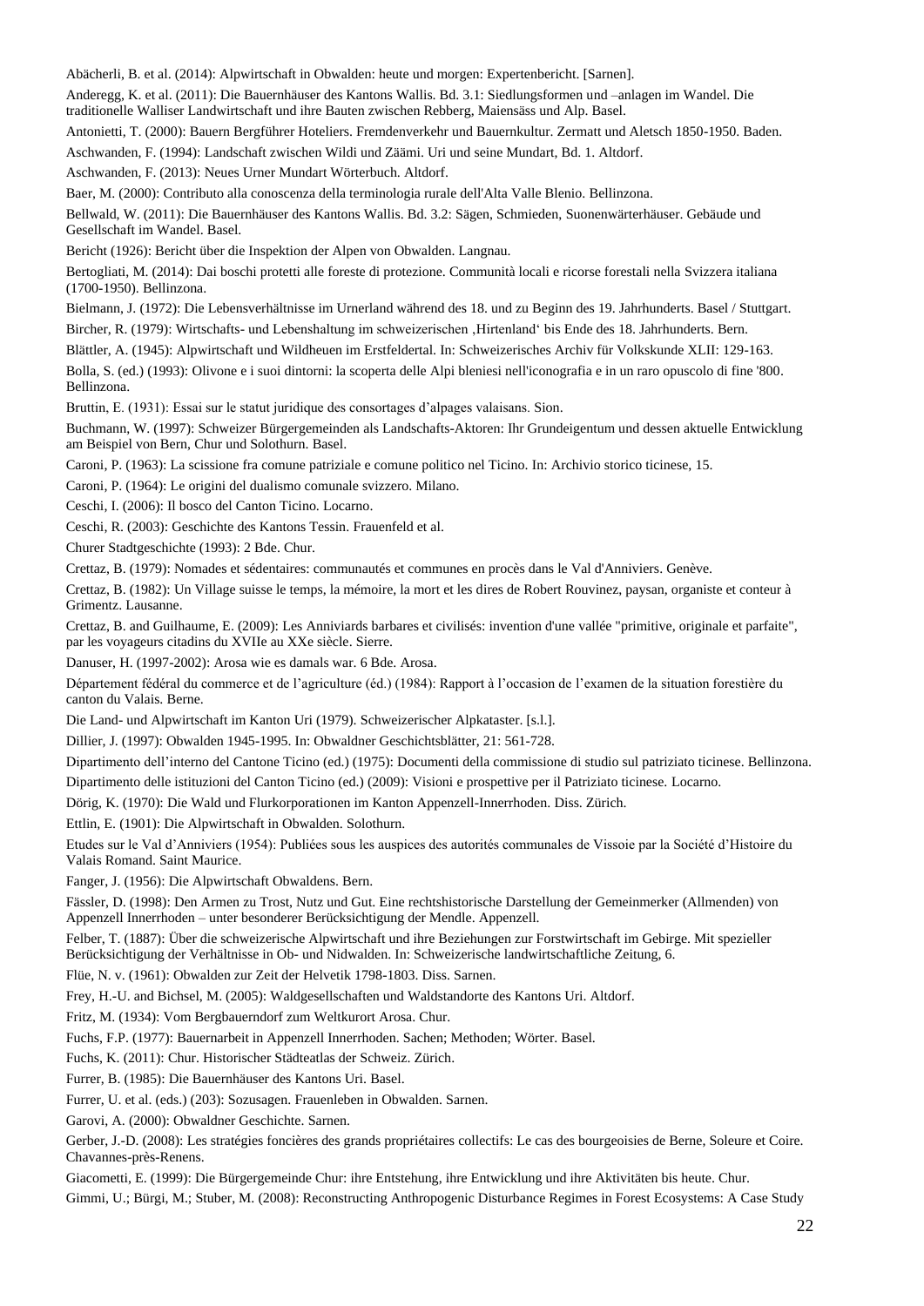Abächerli, B. et al. (2014): Alpwirtschaft in Obwalden: heute und morgen: Expertenbericht. [Sarnen].

Anderegg, K. et al. (2011): Die Bauernhäuser des Kantons Wallis. Bd. 3.1: Siedlungsformen und –anlagen im Wandel. Die traditionelle Walliser Landwirtschaft und ihre Bauten zwischen Rebberg, Maiensäss und Alp. Basel.

Antonietti, T. (2000): Bauern Bergführer Hoteliers. Fremdenverkehr und Bauernkultur. Zermatt und Aletsch 1850-1950. Baden.

Aschwanden, F. (1994): Landschaft zwischen Wildi und Zäämi. Uri und seine Mundart, Bd. 1. Altdorf.

Aschwanden, F. (2013): Neues Urner Mundart Wörterbuch. Altdorf.

Baer, M. (2000): Contributo alla conoscenza della terminologia rurale dell'Alta Valle Blenio. Bellinzona.

Bellwald, W. (2011): Die Bauernhäuser des Kantons Wallis. Bd. 3.2: Sägen, Schmieden, Suonenwärterhäuser. Gebäude und Gesellschaft im Wandel. Basel.

Bericht (1926): Bericht über die Inspektion der Alpen von Obwalden. Langnau.

Bertogliati, M. (2014): Dai boschi protetti alle foreste di protezione. Communità locali e ricorse forestali nella Svizzera italiana (1700-1950). Bellinzona.

Bielmann, J. (1972): Die Lebensverhältnisse im Urnerland während des 18. und zu Beginn des 19. Jahrhunderts. Basel / Stuttgart.

Bircher, R. (1979): Wirtschafts- und Lebenshaltung im schweizerischen ‚Hirtenland' bis Ende des 18. Jahrhunderts. Bern.

Blättler, A. (1945): Alpwirtschaft und Wildheuen im Erstfeldertal. In: Schweizerisches Archiv für Volkskunde XLII: 129-163.

Bolla, S. (ed.) (1993): Olivone e i suoi dintorni: la scoperta delle Alpi bleniesi nell'iconografia e in un raro opuscolo di fine '800. Bellinzona.

Bruttin, E. (1931): Essai sur le statut juridique des consortages d'alpages valaisans. Sion.

Buchmann, W. (1997): Schweizer Bürgergemeinden als Landschafts-Aktoren: Ihr Grundeigentum und dessen aktuelle Entwicklung am Beispiel von Bern, Chur und Solothurn. Basel.

Caroni, P. (1963): La scissione fra comune patriziale e comune politico nel Ticino. In: Archivio storico ticinese, 15.

Caroni, P. (1964): Le origini del dualismo comunale svizzero. Milano.

Ceschi, I. (2006): Il bosco del Canton Ticino. Locarno.

Ceschi, R. (2003): Geschichte des Kantons Tessin. Frauenfeld et al.

Churer Stadtgeschichte (1993): 2 Bde. Chur.

Crettaz, B. (1979): Nomades et sédentaires: communautés et communes en procès dans le Val d'Anniviers. Genève.

Crettaz, B. (1982): Un Village suisse le temps, la mémoire, la mort et les dires de Robert Rouvinez, paysan, organiste et conteur à Grimentz. Lausanne.

Crettaz, B. and Guilhaume, E. (2009): Les Anniviards barbares et civilisés: invention d'une vallée "primitive, originale et parfaite", par les voyageurs citadins du XVIIe au XXe siècle. Sierre.

Danuser, H. (1997-2002): Arosa wie es damals war. 6 Bde. Arosa.

Département fédéral du commerce et de l'agriculture (éd.) (1984): Rapport à l'occasion de l'examen de la situation forestière du canton du Valais. Berne.

Die Land- und Alpwirtschaft im Kanton Uri (1979). Schweizerischer Alpkataster. [s.l.].

Dillier, J. (1997): Obwalden 1945-1995. In: Obwaldner Geschichtsblätter, 21: 561-728.

Dipartimento dell'interno del Cantone Ticino (ed.) (1975): Documenti della commissione di studio sul patriziato ticinese. Bellinzona.

Dipartimento delle istituzioni del Canton Ticino (ed.) (2009): Visioni e prospettive per il Patriziato ticinese. Locarno.

Dörig, K. (1970): Die Wald und Flurkorporationen im Kanton Appenzell-Innerrhoden. Diss. Zürich.

Ettlin, E. (1901): Die Alpwirtschaft in Obwalden. Solothurn.

Etudes sur le Val d'Anniviers (1954): Publiées sous les auspices des autorités communales de Vissoie par la Société d'Histoire du Valais Romand. Saint Maurice.

Fanger, J. (1956): Die Alpwirtschaft Obwaldens. Bern.

Fässler, D. (1998): Den Armen zu Trost, Nutz und Gut. Eine rechtshistorische Darstellung der Gemeinmerker (Allmenden) von Appenzell Innerrhoden – unter besonderer Berücksichtigung der Mendle. Appenzell.

Felber, T. (1887): Über die schweizerische Alpwirtschaft und ihre Beziehungen zur Forstwirtschaft im Gebirge. Mit spezieller Berücksichtigung der Verhältnisse in Ob- und Nidwalden. In: Schweizerische landwirtschaftliche Zeitung, 6.

Flüe, N. v. (1961): Obwalden zur Zeit der Helvetik 1798-1803. Diss. Sarnen.

Frey, H.-U. and Bichsel, M. (2005): Waldgesellschaften und Waldstandorte des Kantons Uri. Altdorf.

Fritz, M. (1934): Vom Bergbauerndorf zum Weltkurort Arosa. Chur.

Fuchs, F.P. (1977): Bauernarbeit in Appenzell Innerrhoden. Sachen; Methoden; Wörter. Basel.

Fuchs, K. (2011): Chur. Historischer Städteatlas der Schweiz. Zürich.

Furrer, B. (1985): Die Bauernhäuser des Kantons Uri. Basel.

Furrer, U. et al. (eds.) (203): Sozusagen. Frauenleben in Obwalden. Sarnen.

Garovi, A. (2000): Obwaldner Geschichte. Sarnen.

Gerber, J.-D. (2008): Les stratégies foncières des grands propriétaires collectifs: Le cas des bourgeoisies de Berne, Soleure et Coire. Chavannes-près-Renens.

Giacometti, E. (1999): Die Bürgergemeinde Chur: ihre Entstehung, ihre Entwicklung und ihre Aktivitäten bis heute. Chur.

Gimmi, U.; Bürgi, M.; Stuber, M. (2008): Reconstructing Anthropogenic Disturbance Regimes in Forest Ecosystems: A Case Study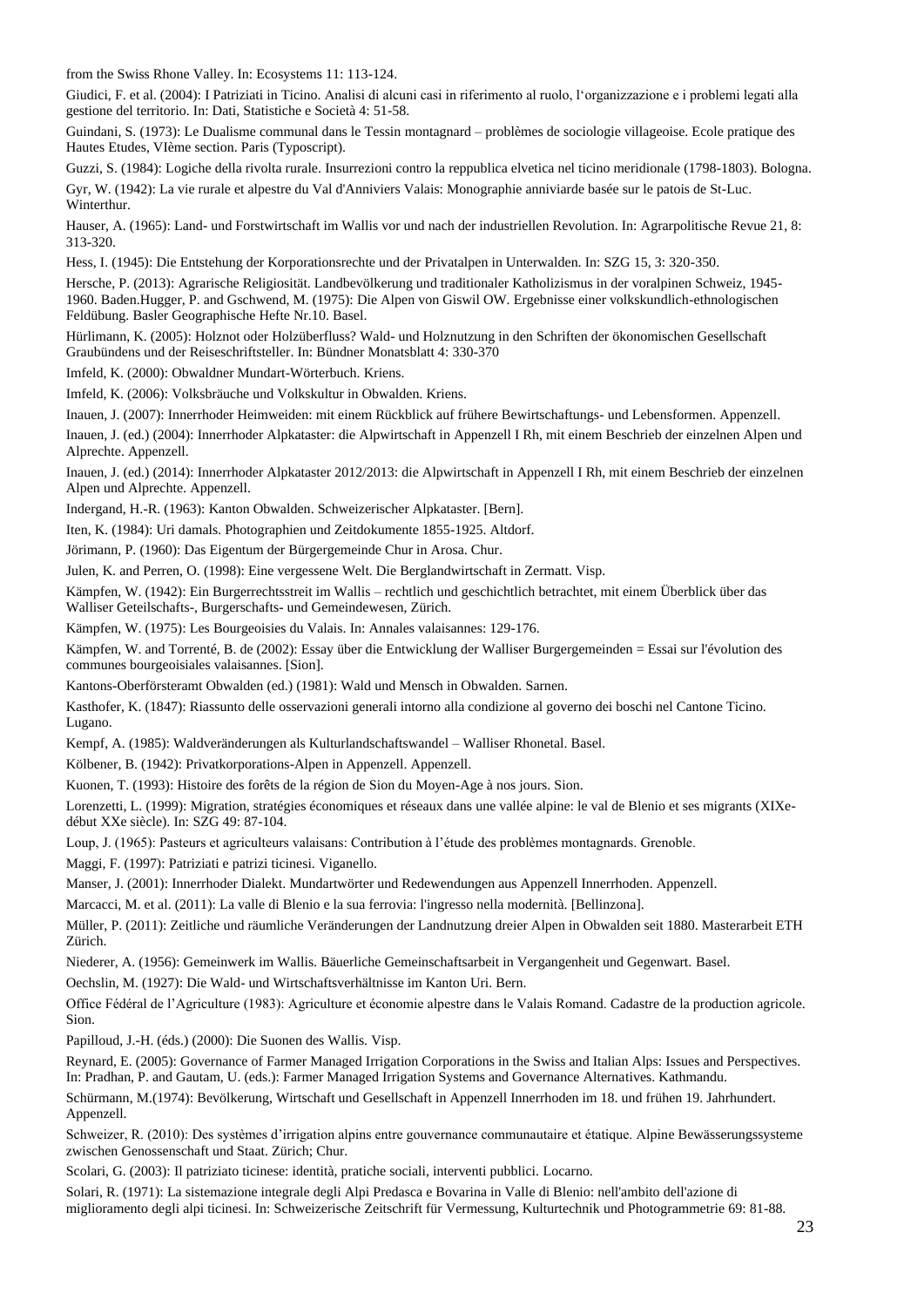from the Swiss Rhone Valley. In: Ecosystems 11: 113-124.

Giudici, F. et al. (2004): I Patriziati in Ticino. Analisi di alcuni casi in riferimento al ruolo, l'organizzazione e i problemi legati alla gestione del territorio. In: Dati, Statistiche e Società 4: 51-58.

Guindani, S. (1973): Le Dualisme communal dans le Tessin montagnard – problèmes de sociologie villageoise. Ecole pratique des Hautes Etudes, VIème section. Paris (Typoscript).

Guzzi, S. (1984): Logiche della rivolta rurale. Insurrezioni contro la reppublica elvetica nel ticino meridionale (1798-1803). Bologna.

Gyr, W. (1942): La vie rurale et alpestre du Val d'Anniviers Valais: Monographie anniviarde basée sur le patois de St-Luc. Winterthur.

Hauser, A. (1965): Land- und Forstwirtschaft im Wallis vor und nach der industriellen Revolution. In: Agrarpolitische Revue 21, 8: 313-320.

Hess, I. (1945): Die Entstehung der Korporationsrechte und der Privatalpen in Unterwalden. In: SZG 15, 3: 320-350.

Hersche, P. (2013): Agrarische Religiosität. Landbevölkerung und traditionaler Katholizismus in der voralpinen Schweiz, 1945-1960. Baden.Hugger, P. and Gschwend, M. (1975): Die Alpen von Giswil OW. Ergebnisse einer volkskundlich-ethnologischen Feldübung. Basler Geographische Hefte Nr.10. Basel.

Hürlimann, K. (2005): Holznot oder Holzüberfluss? Wald- und Holznutzung in den Schriften der ökonomischen Gesellschaft Graubündens und der Reiseschriftsteller. In: Bündner Monatsblatt 4: 330-370

Imfeld, K. (2000): Obwaldner Mundart-Wörterbuch. Kriens.

Imfeld, K. (2006): Volksbräuche und Volkskultur in Obwalden. Kriens.

Inauen, J. (2007): Innerrhoder Heimweiden: mit einem Rückblick auf frühere Bewirtschaftungs- und Lebensformen. Appenzell.

Inauen, J. (ed.) (2004): Innerrhoder Alpkataster: die Alpwirtschaft in Appenzell I Rh, mit einem Beschrieb der einzelnen Alpen und Alprechte. Appenzell.

Inauen, J. (ed.) (2014): Innerrhoder Alpkataster 2012/2013: die Alpwirtschaft in Appenzell I Rh, mit einem Beschrieb der einzelnen Alpen und Alprechte. Appenzell.

Indergand, H.-R. (1963): Kanton Obwalden. Schweizerischer Alpkataster. [Bern].

Iten, K. (1984): Uri damals. Photographien und Zeitdokumente 1855-1925. Altdorf.

Jörimann, P. (1960): Das Eigentum der Bürgergemeinde Chur in Arosa. Chur.

Julen, K. and Perren, O. (1998): Eine vergessene Welt. Die Berglandwirtschaft in Zermatt. Visp.

Kämpfen, W. (1942): Ein Burgerrechtsstreit im Wallis – rechtlich und geschichtlich betrachtet, mit einem Überblick über das Walliser Geteilschafts-, Burgerschafts- und Gemeindewesen, Zürich.

Kämpfen, W. (1975): Les Bourgeoisies du Valais. In: Annales valaisannes: 129-176.

Kämpfen, W. and Torrenté, B. de (2002): Essay über die Entwicklung der Walliser Burgergemeinden = Essai sur l'évolution des communes bourgeoisiales valaisannes. [Sion].

Kantons-Oberförsteramt Obwalden (ed.) (1981): Wald und Mensch in Obwalden. Sarnen.

Kasthofer, K. (1847): Riassunto delle osservazioni generali intorno alla condizione al governo dei boschi nel Cantone Ticino. Lugano.

Kempf, A. (1985): Waldveränderungen als Kulturlandschaftswandel – Walliser Rhonetal. Basel.

Kölbener, B. (1942): Privatkorporations-Alpen in Appenzell. Appenzell.

Kuonen, T. (1993): Histoire des forêts de la région de Sion du Moyen-Age à nos jours. Sion.

Lorenzetti, L. (1999): Migration, stratégies économiques et réseaux dans une vallée alpine: le val de Blenio et ses migrants (XIXe-début XXe siècle). In: SZG 49: 87-104.

Loup, J. (1965): Pasteurs et agriculteurs valaisans: Contribution à l'étude des problèmes montagnards. Grenoble.

Maggi, F. (1997): Patriziati e patrizi ticinesi. Viganello.

Manser, J. (2001): Innerrhoder Dialekt. Mundartwörter und Redewendungen aus Appenzell Innerrhoden. Appenzell.

Marcacci, M. et al. (2011): La valle di Blenio e la sua ferrovia: l'ingresso nella modernità. [Bellinzona].

Müller, P. (2011): Zeitliche und räumliche Veränderungen der Landnutzung dreier Alpen in Obwalden seit 1880. Masterarbeit ETH Zürich.

Niederer, A. (1956): Gemeinwerk im Wallis. Bäuerliche Gemeinschaftsarbeit in Vergangenheit und Gegenwart. Basel.

Oechslin, M. (1927): Die Wald- und Wirtschaftsverhältnisse im Kanton Uri. Bern.

Office Fédéral de l'Agriculture (1983): Agriculture et économie alpestre dans le Valais Romand. Cadastre de la production agricole. Sion.

Papilloud, J.-H. (éds.) (2000): Die Suonen des Wallis. Visp.

Reynard, E. (2005): Governance of Farmer Managed Irrigation Corporations in the Swiss and Italian Alps: Issues and Perspectives. In: Pradhan, P. and Gautam, U. (eds.): Farmer Managed Irrigation Systems and Governance Alternatives. Kathmandu.

Schürmann, M.(1974): Bevölkerung, Wirtschaft und Gesellschaft in Appenzell Innerrhoden im 18. und frühen 19. Jahrhundert. Appenzell.

Schweizer, R. (2010): Des systèmes d'irrigation alpins entre gouvernance communautaire et étatique. Alpine Bewässerungssysteme zwischen Genossenschaft und Staat. Zürich; Chur.

Scolari, G. (2003): Il patriziato ticinese: identità, pratiche sociali, interventi pubblici. Locarno.

Solari, R. (1971): La sistemazione integrale degli Alpi Predasca e Bovarina in Valle di Blenio: nell'ambito dell'azione di miglioramento degli alpi ticinesi. In: Schweizerische Zeitschrift für Vermessung, Kulturtechnik und Photogrammetrie 69: 81-88.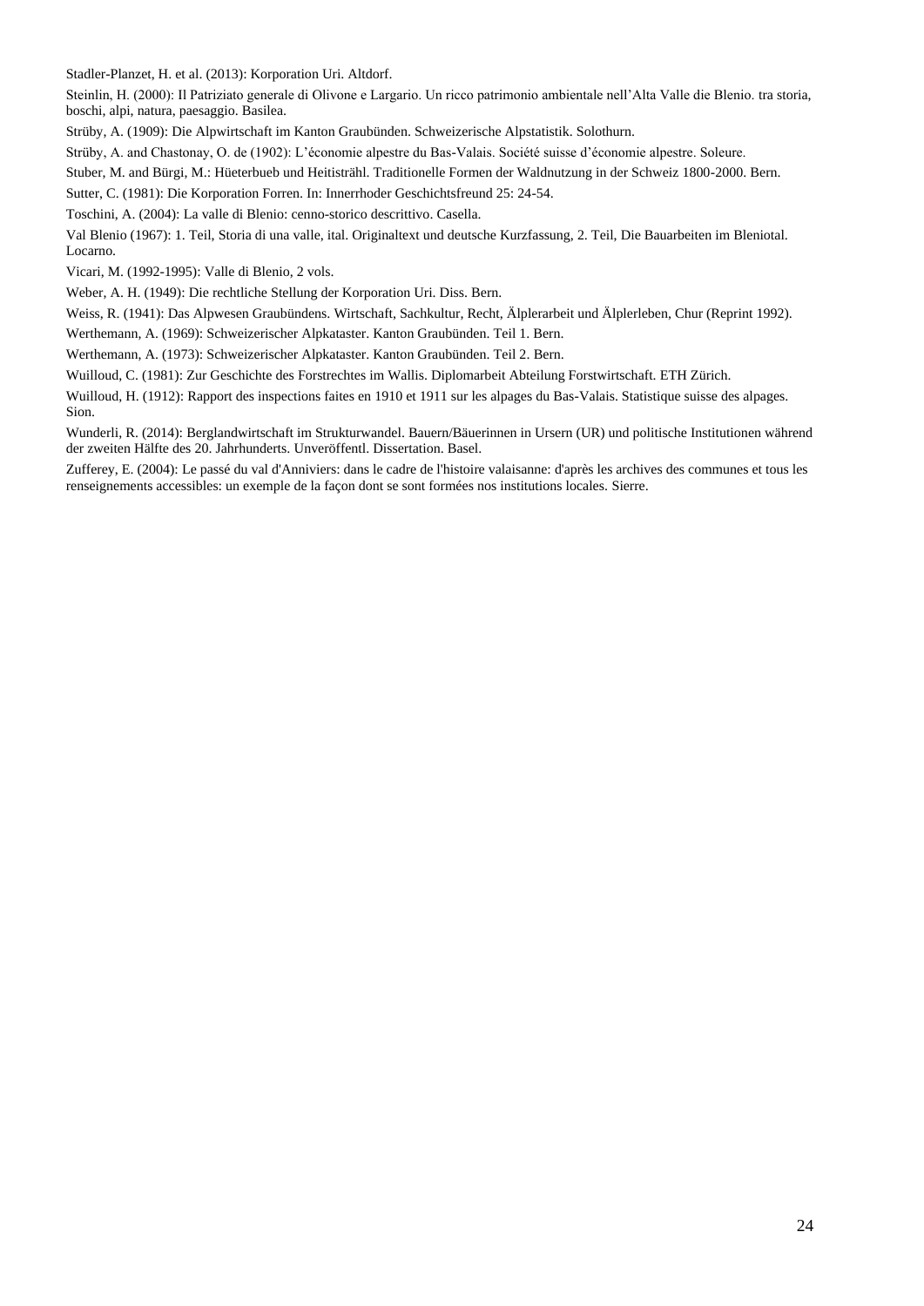Stadler-Planzet, H. et al. (2013): Korporation Uri. Altdorf.

Steinlin, H. (2000): Il Patriziato generale di Olivone e Largario. Un ricco patrimonio ambientale nell'Alta Valle die Blenio. tra storia, boschi, alpi, natura, paesaggio. Basilea.

Strüby, A. (1909): Die Alpwirtschaft im Kanton Graubünden. Schweizerische Alpstatistik. Solothurn.

Strüby, A. and Chastonay, O. de (1902): L'économie alpestre du Bas-Valais. Société suisse d'économie alpestre. Soleure.

Stuber, M. and Bürgi, M.: Hüeterbueb und Heitisträhl. Traditionelle Formen der Waldnutzung in der Schweiz 1800-2000. Bern.

Sutter, C. (1981): Die Korporation Forren. In: Innerrhoder Geschichtsfreund 25: 24-54.

Toschini, A. (2004): La valle di Blenio: cenno-storico descrittivo. Casella.

Val Blenio (1967): 1. Teil, Storia di una valle, ital. Originaltext und deutsche Kurzfassung, 2. Teil, Die Bauarbeiten im Bleniotal. Locarno.

Vicari, M. (1992-1995): Valle di Blenio, 2 vols.

Weber, A. H. (1949): Die rechtliche Stellung der Korporation Uri. Diss. Bern.

Weiss, R. (1941): Das Alpwesen Graubündens. Wirtschaft, Sachkultur, Recht, Älplerarbeit und Älplerleben, Chur (Reprint 1992).

Werthemann, A. (1969): Schweizerischer Alpkataster. Kanton Graubünden. Teil 1. Bern.

Werthemann, A. (1973): Schweizerischer Alpkataster. Kanton Graubünden. Teil 2. Bern.

Wuilloud, C. (1981): Zur Geschichte des Forstrechtes im Wallis. Diplomarbeit Abteilung Forstwirtschaft. ETH Zürich.

Wuilloud, H. (1912): Rapport des inspections faites en 1910 et 1911 sur les alpages du Bas-Valais. Statistique suisse des alpages. Sion.

Wunderli, R. (2014): Berglandwirtschaft im Strukturwandel. Bauern/Bäuerinnen in Ursern (UR) und politische Institutionen während der zweiten Hälfte des 20. Jahrhunderts. Unveröffentl. Dissertation. Basel.

Zufferey, E. (2004): Le passé du val d'Anniviers: dans le cadre de l'histoire valaisanne: d'après les archives des communes et tous les renseignements accessibles: un exemple de la façon dont se sont formées nos institutions locales. Sierre.